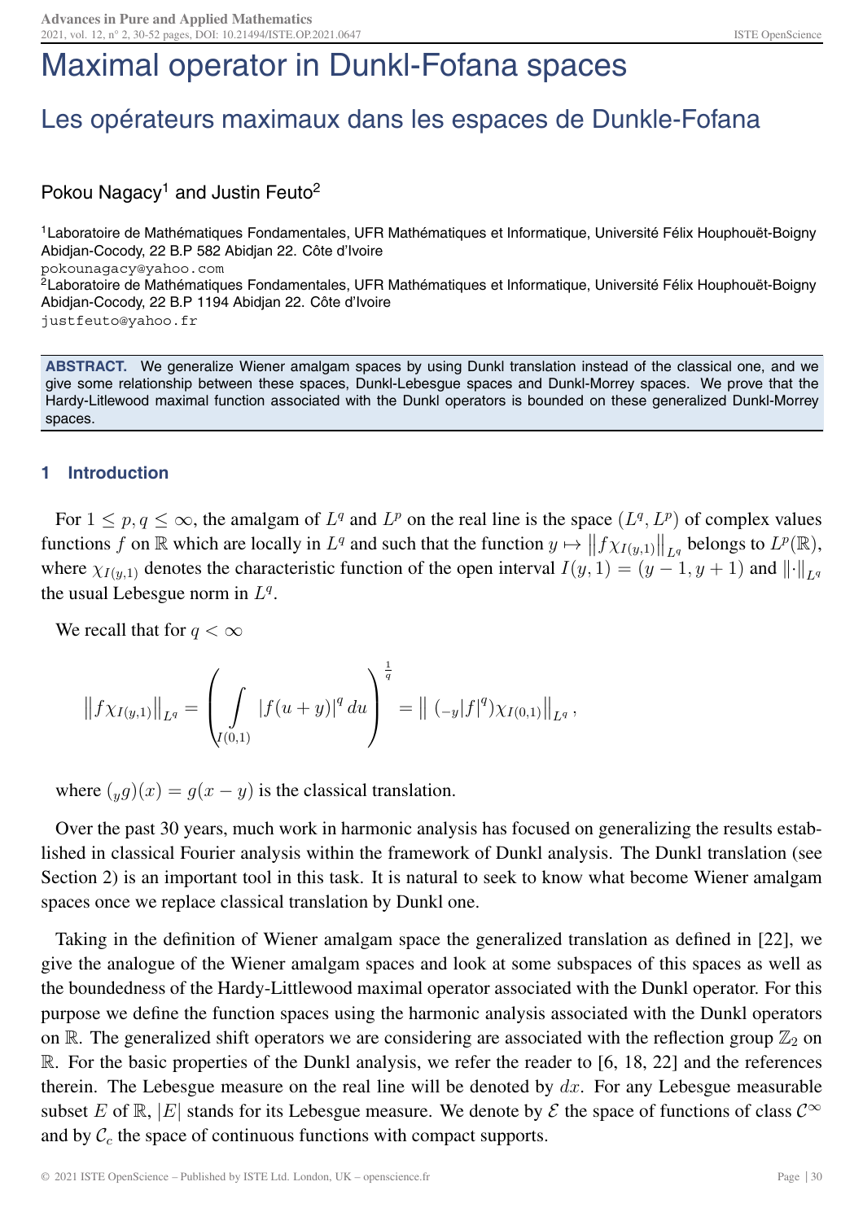# Maximal operator in Dunkl-Fofana spaces

## Les opérateurs maximaux dans les espaces de Dunkle-Fofana

Pokou Nagacy[1] and Justin Feuto[2]

[1]Laboratoire de Mathématiques Fondamentales, UFR Mathématiques et Informatique, Université Félix Houphouët-Boigny Abidjan-Cocody, 22 B.P 582 Abidjan 22. Côte d'Ivoire
pokounagacy@yahoo.com
[2]Laboratoire de Mathématiques Fondamentales, UFR Mathématiques et Informatique, Université Félix Houphouët-Boigny Abidjan-Cocody, 22 B.P 1194 Abidjan 22. Côte d'Ivoire
justfeuto@yahoo.fr

**ABSTRACT.** We generalize Wiener amalgam spaces by using Dunkl translation instead of the classical one, and we give some relationship between these spaces, Dunkl-Lebesgue spaces and Dunkl-Morrey spaces. We prove that the Hardy-Litewood maximal function associated with the Dunkl operators is bounded on these generalized Dunkl-Morrey spaces.

### 1 Introduction

For $1 \leq p, q \leq \infty$, the amalgam of $L^q$ and $L^p$ on the real line is the space $(L^q, L^p)$ of complex values functions $f$ on $\mathbb{R}$ which are locally in $L^q$ and such that the function $y \mapsto \left\| f\chi_{I(y,1)} \right\|_{L^q}$ belongs to $L^p(\mathbb{R})$, where $\chi_{I(y,1)}$ denotes the characteristic function of the open interval $I(y,1) = (y-1, y+1)$ and $\left\|\cdot\right\|_{L^q}$ the usual Lebesgue norm in $L^q$.

We recall that for $q < \infty$

$$\left\| f\chi_{I(y,1)} \right\|_{L^q} = \left( \int\limits_{I(0,1)} |f(u+y)|^q \, du \right)^{\frac{1}{q}} = \left\| \left( {}_{-y}|f|^q \right)\chi_{I(0,1)} \right\|_{L^q},$$

where $({}_y g)(x) = g(x-y)$ is the classical translation.

Over the past 30 years, much work in harmonic analysis has focused on generalizing the results established in classical Fourier analysis within the framework of Dunkl analysis. The Dunkl translation (see Section 2) is an important tool in this task. It is natural to seek to know what become Wiener amalgam spaces once we replace classical translation by Dunkl one.

Taking in the definition of Wiener amalgam space the generalized translation as defined in [22], we give the analogue of the Wiener amalgam spaces and look at some subspaces of this spaces as well as the boundedness of the Hardy-Littlewood maximal operator associated with the Dunkl operator. For this purpose we define the function spaces using the harmonic analysis associated with the Dunkl operators on $\mathbb{R}$. The generalized shift operators we are considering are associated with the reflection group $\mathbb{Z}_2$ on $\mathbb{R}$. For the basic properties of the Dunkl analysis, we refer the reader to [6, 18, 22] and the references therein. The Lebesgue measure on the real line will be denoted by $dx$. For any Lebesgue measurable subset $E$ of $\mathbb{R}$, $|E|$ stands for its Lebesgue measure. We denote by $\mathcal{E}$ the space of functions of class $\mathcal{C}^{\infty}$ and by $\mathcal{C}_c$ the space of continuous functions with compact supports.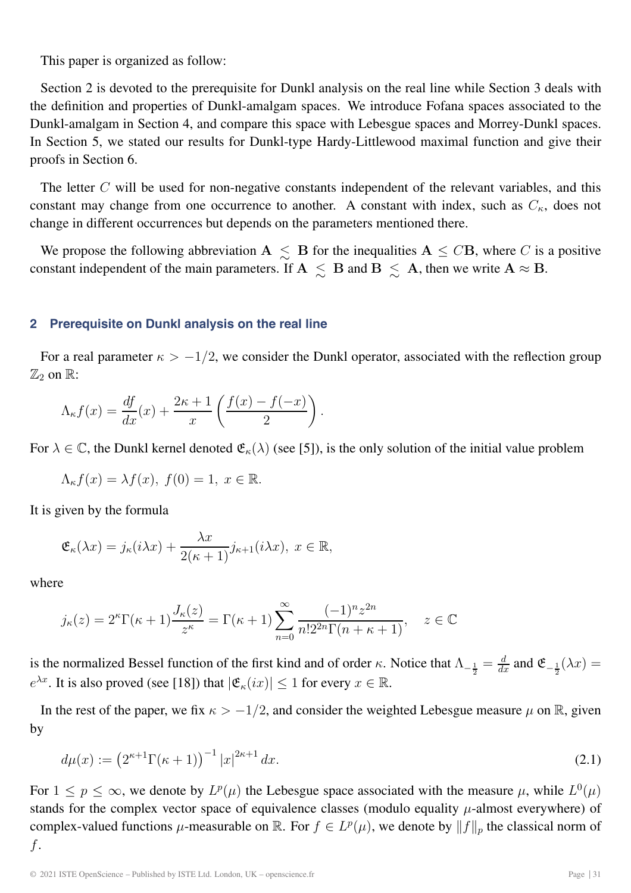This paper is organized as follow:

Section 2 is devoted to the prerequisite for Dunkl analysis on the real line while Section 3 deals with the definition and properties of Dunkl-amalgam spaces. We introduce Fofana spaces associated to the Dunkl-amalgam in Section 4, and compare this space with Lebesgue spaces and Morrey-Dunkl spaces. In Section 5, we stated our results for Dunkl-type Hardy-Littlewood maximal function and give their proofs in Section 6.

The letter $C$ will be used for non-negative constants independent of the relevant variables, and this constant may change from one occurrence to another. A constant with index, such as $C_\kappa$, does not change in different occurrences but depends on the parameters mentioned there.

We propose the following abbreviation $\mathbf{A} \lesssim \mathbf{B}$ for the inequalities $\mathbf{A} \leq C\mathbf{B}$, where $C$ is a positive constant independent of the main parameters. If $\mathbf{A} \lesssim \mathbf{B}$ and $\mathbf{B} \lesssim \mathbf{A}$, then we write $\mathbf{A} \approx \mathbf{B}$.

## 2 Prerequisite on Dunkl analysis on the real line

For a real parameter $\kappa > -1/2$, we consider the Dunkl operator, associated with the reflection group $\mathbb{Z}_2$ on $\mathbb{R}$:

$$\Lambda_\kappa f(x) = \frac{df}{dx}(x) + \frac{2\kappa+1}{x}\left(\frac{f(x)-f(-x)}{2}\right).$$

For $\lambda \in \mathbb{C}$, the Dunkl kernel denoted $\mathfrak{E}_\kappa(\lambda)$ (see [5]), is the only solution of the initial value problem

$$\Lambda_\kappa f(x) = \lambda f(x),\ f(0) = 1,\ x \in \mathbb{R}.$$

It is given by the formula

$$\mathfrak{E}_\kappa(\lambda x) = j_\kappa(i\lambda x) + \frac{\lambda x}{2(\kappa+1)} j_{\kappa+1}(i\lambda x),\ x \in \mathbb{R},$$

where

$$j_\kappa(z) = 2^\kappa \Gamma(\kappa+1)\frac{J_\kappa(z)}{z^\kappa} = \Gamma(\kappa+1)\sum_{n=0}^{\infty}\frac{(-1)^n z^{2n}}{n! 2^{2n}\Gamma(n+\kappa+1)}, \quad z \in \mathbb{C}$$

is the normalized Bessel function of the first kind and of order $\kappa$. Notice that $\Lambda_{-\frac{1}{2}} = \frac{d}{dx}$ and $\mathfrak{E}_{-\frac{1}{2}}(\lambda x) = e^{\lambda x}$. It is also proved (see [18]) that $|\mathfrak{E}_\kappa(ix)| \leq 1$ for every $x \in \mathbb{R}$.

In the rest of the paper, we fix $\kappa > -1/2$, and consider the weighted Lebesgue measure $\mu$ on $\mathbb{R}$, given by

$$d\mu(x) := \left(2^{\kappa+1}\Gamma(\kappa+1)\right)^{-1} |x|^{2\kappa+1}\, dx. \tag{2.1}$$

For $1 \leq p \leq \infty$, we denote by $L^p(\mu)$ the Lebesgue space associated with the measure $\mu$, while $L^0(\mu)$ stands for the complex vector space of equivalence classes (modulo equality $\mu$-almost everywhere) of complex-valued functions $\mu$-measurable on $\mathbb{R}$. For $f \in L^p(\mu)$, we denote by $\|f\|_p$ the classical norm of $f$.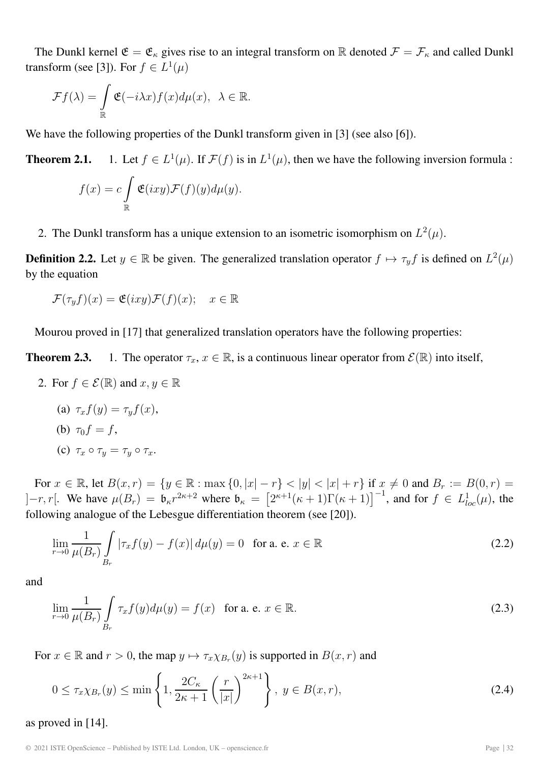The Dunkl kernel $\mathfrak{E} = \mathfrak{E}_\kappa$ gives rise to an integral transform on $\mathbb{R}$ denoted $\mathcal{F} = \mathcal{F}_\kappa$ and called Dunkl transform (see [3]). For $f \in L^1(\mu)$

$$\mathcal{F}f(\lambda) = \int_{\mathbb{R}} \mathfrak{E}(-i\lambda x) f(x) d\mu(x), \;\; \lambda \in \mathbb{R}.$$

We have the following properties of the Dunkl transform given in [3] (see also [6]).

**Theorem 2.1.**

1. Let $f \in L^1(\mu)$. If $\mathcal{F}(f)$ is in $L^1(\mu)$, then we have the following inversion formula :

$$f(x) = c \int_{\mathbb{R}} \mathfrak{E}(ixy) \mathcal{F}(f)(y) d\mu(y).$$

2. The Dunkl transform has a unique extension to an isometric isomorphism on $L^2(\mu)$.

**Definition 2.2.** Let $y \in \mathbb{R}$ be given. The generalized translation operator $f \mapsto \tau_y f$ is defined on $L^2(\mu)$ by the equation

$$\mathcal{F}(\tau_y f)(x) = \mathfrak{E}(ixy)\mathcal{F}(f)(x); \quad x \in \mathbb{R}$$

Mourou proved in [17] that generalized translation operators have the following properties:

**Theorem 2.3.**

1. The operator $\tau_x$, $x \in \mathbb{R}$, is a continuous linear operator from $\mathcal{E}(\mathbb{R})$ into itself,
2. For $f \in \mathcal{E}(\mathbb{R})$ and $x, y \in \mathbb{R}$
   (a) $\tau_x f(y) = \tau_y f(x)$,
   (b) $\tau_0 f = f$,
   (c) $\tau_x \circ \tau_y = \tau_y \circ \tau_x$.

For $x \in \mathbb{R}$, let $B(x,r) = \{y \in \mathbb{R} : \max\{0, |x| - r\} < |y| < |x| + r\}$ if $x \neq 0$ and $B_r := B(0,r) = ]-r, r[$. We have $\mu(B_r) = \mathfrak{b}_\kappa r^{2\kappa+2}$ where $\mathfrak{b}_\kappa = \left[2^{\kappa+1}(\kappa+1)\Gamma(\kappa+1)\right]^{-1}$, and for $f \in L^1_{loc}(\mu)$, the following analogue of the Lebesgue differentiation theorem (see [20]).

$$\lim_{r\to 0} \frac{1}{\mu(B_r)} \int_{B_r} |\tau_x f(y) - f(x)| \, d\mu(y) = 0 \quad \text{for a. e. } x \in \mathbb{R} \tag{2.2}$$

and

$$\lim_{r\to 0} \frac{1}{\mu(B_r)} \int_{B_r} \tau_x f(y) d\mu(y) = f(x) \quad \text{for a. e. } x \in \mathbb{R}. \tag{2.3}$$

For $x \in \mathbb{R}$ and $r > 0$, the map $y \mapsto \tau_x \chi_{B_r}(y)$ is supported in $B(x,r)$ and

$$0 \leq \tau_x \chi_{B_r}(y) \leq \min\left\{1, \frac{2C_\kappa}{2\kappa+1}\left(\frac{r}{|x|}\right)^{2\kappa+1}\right\}, \; y \in B(x,r), \tag{2.4}$$

as proved in [14].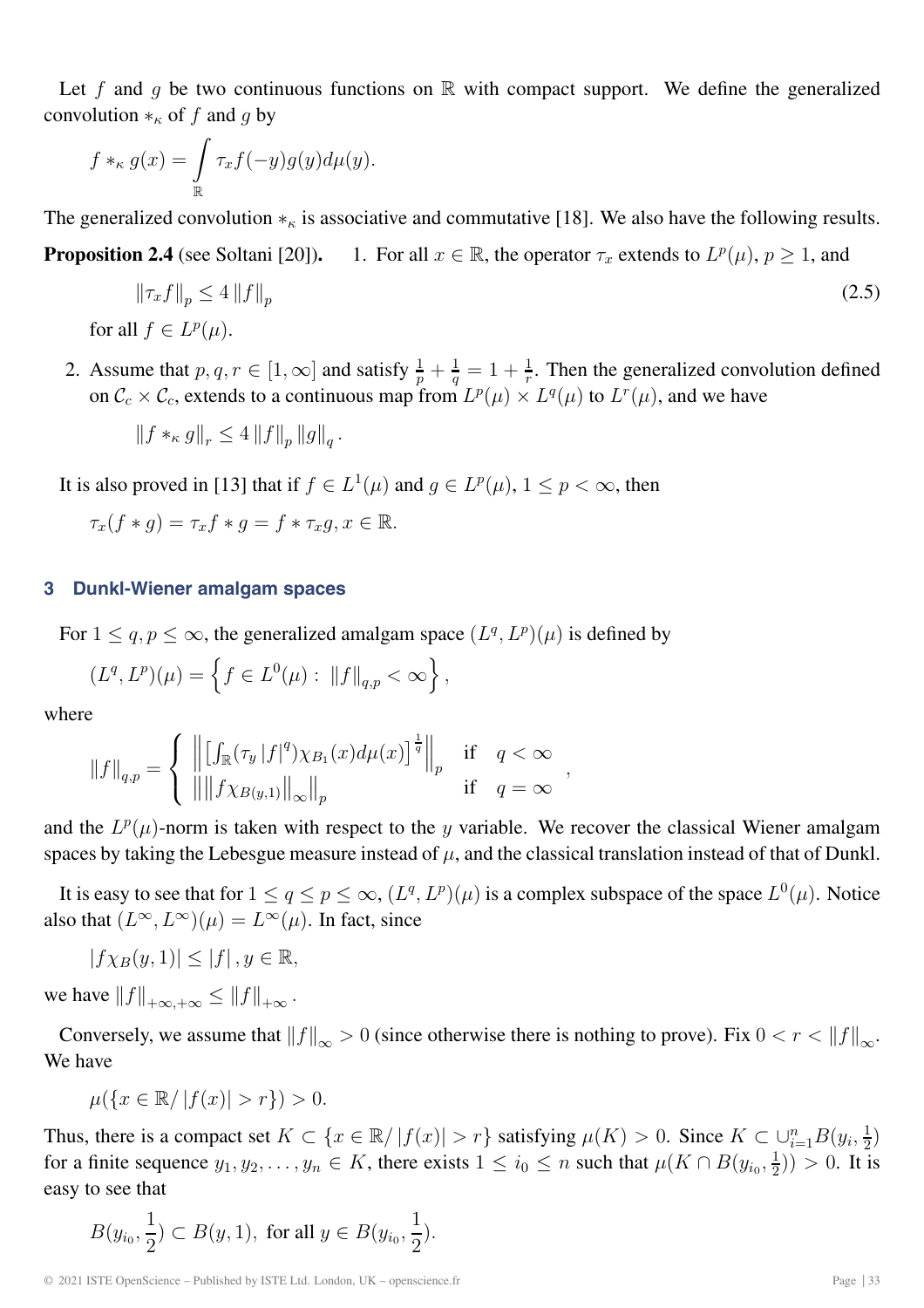Let $f$ and $g$ be two continuous functions on $\mathbb{R}$ with compact support. We define the generalized convolution $*_\kappa$ of $f$ and $g$ by

$$f *_\kappa g(x) = \int_{\mathbb{R}} \tau_x f(-y) g(y) d\mu(y).$$

The generalized convolution $*_\kappa$ is associative and commutative [18]. We also have the following results.

**Proposition 2.4** (see Soltani [20]).

1. For all $x \in \mathbb{R}$, the operator $\tau_x$ extends to $L^p(\mu)$, $p \geq 1$, and

$$\left\|\tau_x f\right\|_p \leq 4 \left\|f\right\|_p \tag{2.5}$$

for all $f \in L^p(\mu)$.

2. Assume that $p, q, r \in [1, \infty]$ and satisfy $\frac{1}{p} + \frac{1}{q} = 1 + \frac{1}{r}$. Then the generalized convolution defined on $\mathcal{C}_c \times \mathcal{C}_c$, extends to a continuous map from $L^p(\mu) \times L^q(\mu)$ to $L^r(\mu)$, and we have

$$\left\|f *_\kappa g\right\|_r \leq 4 \left\|f\right\|_p \left\|g\right\|_q.$$

It is also proved in [13] that if $f \in L^1(\mu)$ and $g \in L^p(\mu)$, $1 \leq p < \infty$, then

$$\tau_x(f * g) = \tau_x f * g = f * \tau_x g, x \in \mathbb{R}.$$

## 3 Dunkl-Wiener amalgam spaces

For $1 \leq q, p \leq \infty$, the generalized amalgam space $(L^q, L^p)(\mu)$ is defined by

$$(L^q, L^p)(\mu) = \left\{ f \in L^0(\mu) : \left\|f\right\|_{q,p} < \infty \right\},$$

where

$$\left\|f\right\|_{q,p} = \begin{cases} \left\| \left[ \int_{\mathbb{R}} (\tau_y \left|f\right|^q) \chi_{B_1}(x) d\mu(x) \right]^{\frac{1}{q}} \right\|_p & \text{if} \quad q < \infty \\ \left\| \left\| f \chi_{B(y,1)} \right\|_\infty \right\|_p & \text{if} \quad q = \infty \end{cases},$$

and the $L^p(\mu)$-norm is taken with respect to the $y$ variable. We recover the classical Wiener amalgam spaces by taking the Lebesgue measure instead of $\mu$, and the classical translation instead of that of Dunkl.

It is easy to see that for $1 \leq q \leq p \leq \infty$, $(L^q, L^p)(\mu)$ is a complex subspace of the space $L^0(\mu)$. Notice also that $(L^\infty, L^\infty)(\mu) = L^\infty(\mu)$. In fact, since

$$\left|f \chi_B(y, 1)\right| \leq \left|f\right|, y \in \mathbb{R},$$

we have $\left\|f\right\|_{+\infty,+\infty} \leq \left\|f\right\|_{+\infty}$.

Conversely, we assume that $\left\|f\right\|_\infty > 0$ (since otherwise there is nothing to prove). Fix $0 < r < \left\|f\right\|_\infty$. We have

$$\mu(\{x \in \mathbb{R} / \left|f(x)\right| > r\}) > 0.$$

Thus, there is a compact set $K \subset \{x \in \mathbb{R} / \left|f(x)\right| > r\}$ satisfying $\mu(K) > 0$. Since $K \subset \cup_{i=1}^n B(y_i, \frac{1}{2})$ for a finite sequence $y_1, y_2, \ldots, y_n \in K$, there exists $1 \leq i_0 \leq n$ such that $\mu(K \cap B(y_{i_0}, \frac{1}{2})) > 0$. It is easy to see that

$$B(y_{i_0}, \frac{1}{2}) \subset B(y, 1), \text{ for all } y \in B(y_{i_0}, \frac{1}{2}).$$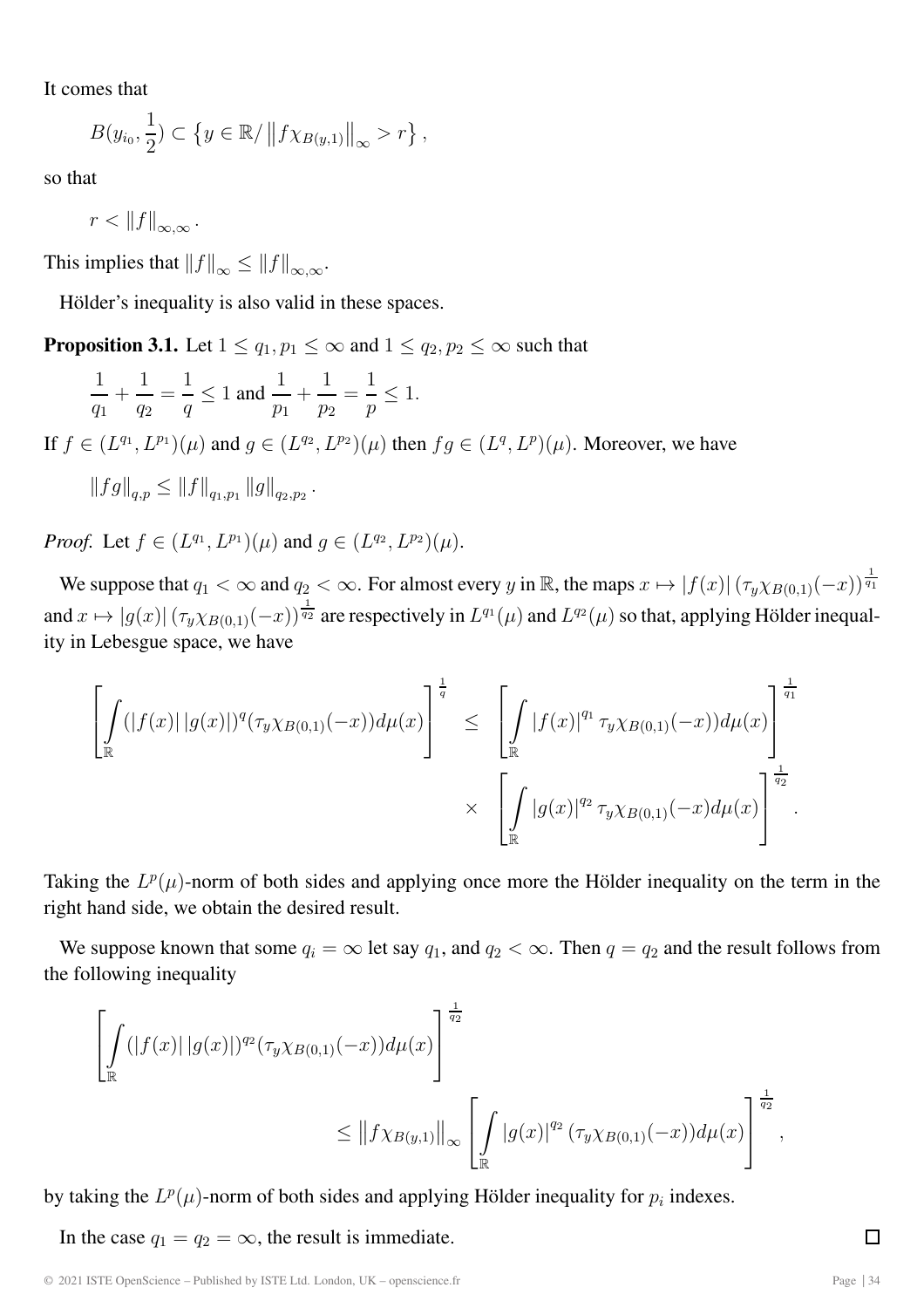It comes that

$$B(y_{i_0}, \frac{1}{2}) \subset \left\{ y \in \mathbb{R} / \left\| f\chi_{B(y,1)} \right\|_\infty > r \right\},$$

so that

$$r < \|f\|_{\infty,\infty}.$$

This implies that $\|f\|_\infty \leq \|f\|_{\infty,\infty}$.

Hölder's inequality is also valid in these spaces.

**Proposition 3.1.** Let $1 \leq q_1, p_1 \leq \infty$ and $1 \leq q_2, p_2 \leq \infty$ such that

$$\frac{1}{q_1} + \frac{1}{q_2} = \frac{1}{q} \leq 1 \text{ and } \frac{1}{p_1} + \frac{1}{p_2} = \frac{1}{p} \leq 1.$$

If $f \in (L^{q_1}, L^{p_1})(\mu)$ and $g \in (L^{q_2}, L^{p_2})(\mu)$ then $fg \in (L^q, L^p)(\mu)$. Moreover, we have

$$\|fg\|_{q,p} \leq \|f\|_{q_1,p_1} \|g\|_{q_2,p_2}.$$

*Proof.* Let $f \in (L^{q_1}, L^{p_1})(\mu)$ and $g \in (L^{q_2}, L^{p_2})(\mu)$.

We suppose that $q_1 < \infty$ and $q_2 < \infty$. For almost every $y$ in $\mathbb{R}$, the maps $x \mapsto |f(x)| \left(\tau_y \chi_{B(0,1)}(-x)\right)^{\frac{1}{q_1}}$ and $x \mapsto |g(x)| \left(\tau_y \chi_{B(0,1)}(-x)\right)^{\frac{1}{q_2}}$ are respectively in $L^{q_1}(\mu)$ and $L^{q_2}(\mu)$ so that, applying Hölder inequality in Lebesgue space, we have

$$\begin{aligned}\left[\int_{\mathbb{R}} (|f(x)|\,|g(x)|)^q (\tau_y \chi_{B(0,1)}(-x)) d\mu(x)\right]^{\frac{1}{q}} &\leq \left[\int_{\mathbb{R}} |f(x)|^{q_1} \tau_y \chi_{B(0,1)}(-x)) d\mu(x)\right]^{\frac{1}{q_1}} \\ &\times \left[\int_{\mathbb{R}} |g(x)|^{q_2} \tau_y \chi_{B(0,1)}(-x) d\mu(x)\right]^{\frac{1}{q_2}}.\end{aligned}$$

Taking the $L^p(\mu)$-norm of both sides and applying once more the Hölder inequality on the term in the right hand side, we obtain the desired result.

We suppose known that some $q_i = \infty$ let say $q_1$, and $q_2 < \infty$. Then $q = q_2$ and the result follows from the following inequality

$$\begin{aligned}&\left[\int_{\mathbb{R}} (|f(x)|\,|g(x)|)^{q_2} (\tau_y \chi_{B(0,1)}(-x)) d\mu(x)\right]^{\frac{1}{q_2}} \\ &\qquad\qquad \leq \left\| f\chi_{B(y,1)} \right\|_\infty \left[\int_{\mathbb{R}} |g(x)|^{q_2} (\tau_y \chi_{B(0,1)}(-x)) d\mu(x)\right]^{\frac{1}{q_2}},\end{aligned}$$

by taking the $L^p(\mu)$-norm of both sides and applying Hölder inequality for $p_i$ indexes.

In the case $q_1 = q_2 = \infty$, the result is immediate. □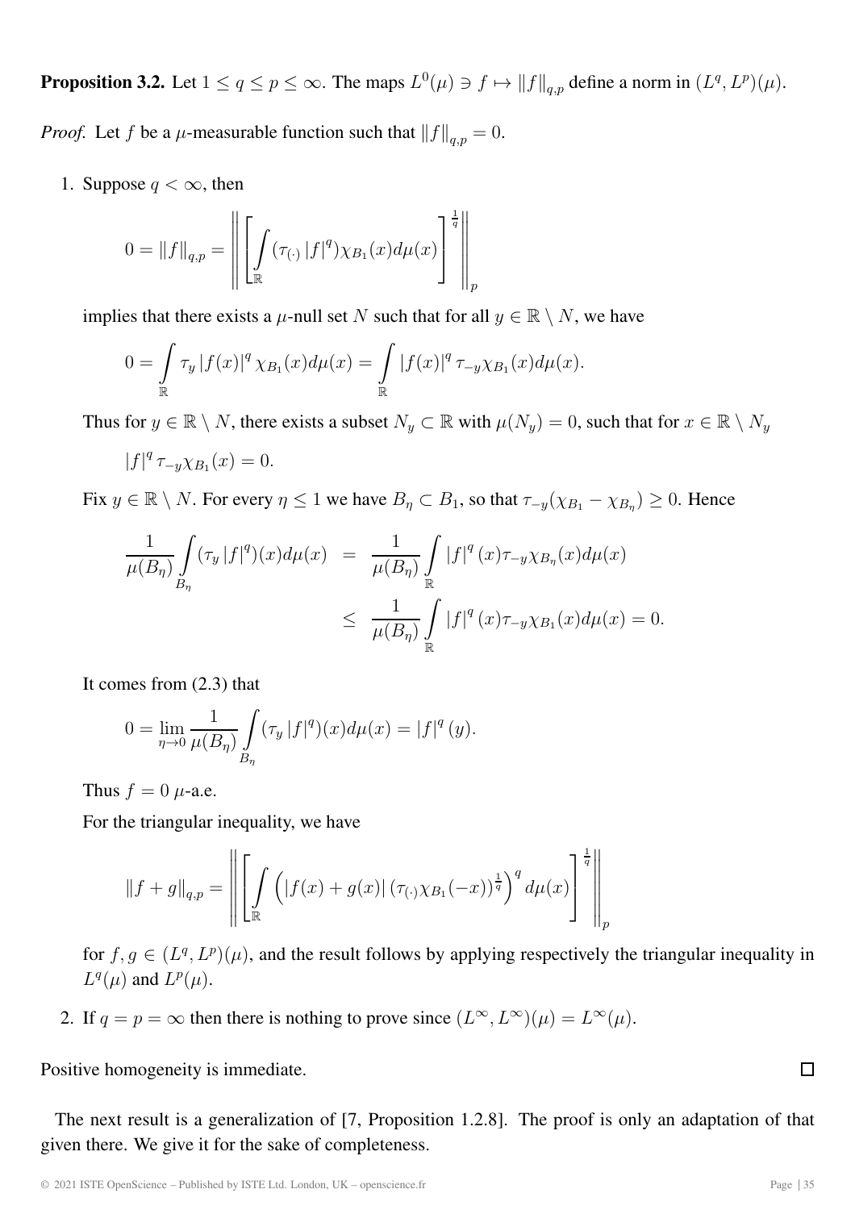**Proposition 3.2.** Let $1 \leq q \leq p \leq \infty$. The maps $L^0(\mu) \ni f \mapsto \|f\|_{q,p}$ define a norm in $(L^q, L^p)(\mu)$.

*Proof.* Let $f$ be a $\mu$-measurable function such that $\|f\|_{q,p} = 0$.

1. Suppose $q < \infty$, then

$$0 = \|f\|_{q,p} = \left\| \left[ \int_{\mathbb{R}} (\tau_{(\cdot)} |f|^q) \chi_{B_1}(x) d\mu(x) \right]^{\frac{1}{q}} \right\|_p$$

implies that there exists a $\mu$-null set $N$ such that for all $y \in \mathbb{R} \setminus N$, we have

$$0 = \int_{\mathbb{R}} \tau_y |f(x)|^q \chi_{B_1}(x) d\mu(x) = \int_{\mathbb{R}} |f(x)|^q \tau_{-y} \chi_{B_1}(x) d\mu(x).$$

Thus for $y \in \mathbb{R} \setminus N$, there exists a subset $N_y \subset \mathbb{R}$ with $\mu(N_y) = 0$, such that for $x \in \mathbb{R} \setminus N_y$

$$|f|^q \tau_{-y} \chi_{B_1}(x) = 0.$$

Fix $y \in \mathbb{R} \setminus N$. For every $\eta \leq 1$ we have $B_\eta \subset B_1$, so that $\tau_{-y}(\chi_{B_1} - \chi_{B_\eta}) \geq 0$. Hence

$$\begin{aligned} \frac{1}{\mu(B_\eta)} \int_{B_\eta} (\tau_y |f|^q)(x) d\mu(x) &= \frac{1}{\mu(B_\eta)} \int_{\mathbb{R}} |f|^q (x) \tau_{-y} \chi_{B_\eta}(x) d\mu(x) \\ &\leq \frac{1}{\mu(B_\eta)} \int_{\mathbb{R}} |f|^q (x) \tau_{-y} \chi_{B_1}(x) d\mu(x) = 0. \end{aligned}$$

It comes from (2.3) that

$$0 = \lim_{\eta \to 0} \frac{1}{\mu(B_\eta)} \int_{B_\eta} (\tau_y |f|^q)(x) d\mu(x) = |f|^q (y).$$

Thus $f = 0$ $\mu$-a.e.

For the triangular inequality, we have

$$\|f + g\|_{q,p} = \left\| \left[ \int_{\mathbb{R}} \left( |f(x) + g(x)| \left( \tau_{(\cdot)} \chi_{B_1}(-x) \right)^{\frac{1}{q}} \right)^q d\mu(x) \right]^{\frac{1}{q}} \right\|_p$$

for $f, g \in (L^q, L^p)(\mu)$, and the result follows by applying respectively the triangular inequality in $L^q(\mu)$ and $L^p(\mu)$.

2. If $q = p = \infty$ then there is nothing to prove since $(L^\infty, L^\infty)(\mu) = L^\infty(\mu)$.

Positive homogeneity is immediate. □

The next result is a generalization of [7, Proposition 1.2.8]. The proof is only an adaptation of that given there. We give it for the sake of completeness.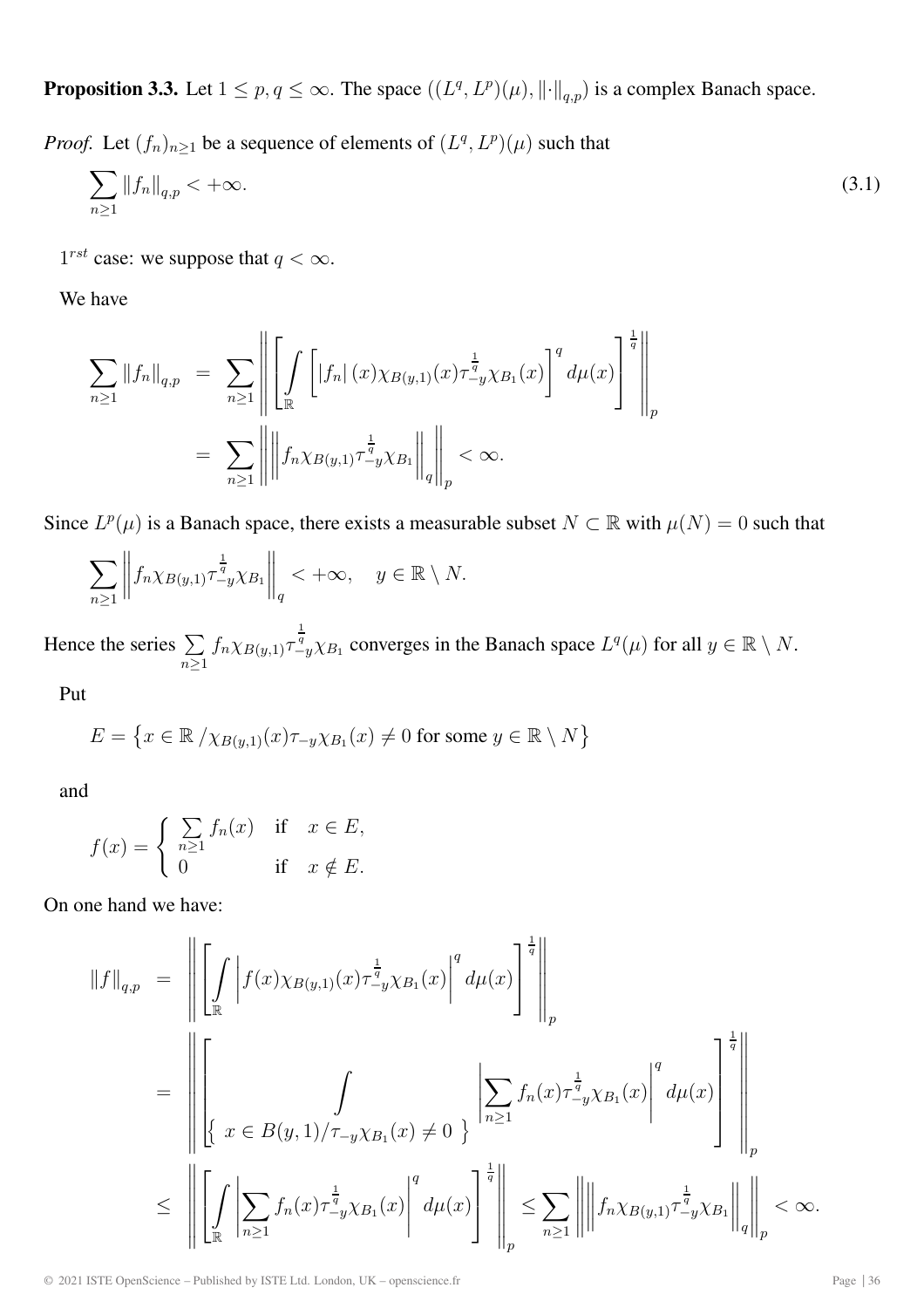**Proposition 3.3.** Let $1 \leq p, q \leq \infty$. The space $((L^q, L^p)(\mu), \|\cdot\|_{q,p})$ is a complex Banach space.

*Proof.* Let $(f_n)_{n\geq 1}$ be a sequence of elements of $(L^q, L^p)(\mu)$ such that

$$\sum_{n\geq 1} \|f_n\|_{q,p} < +\infty. \tag{3.1}$$

$1^{rst}$ case: we suppose that $q < \infty$.

We have

$$\begin{aligned}
\sum_{n\geq 1} \|f_n\|_{q,p} &= \sum_{n\geq 1} \left\| \left[ \int_{\mathbb{R}} \left[ |f_n|(x) \chi_{B(y,1)}(x) \tau_{-y}^{\frac{1}{q}} \chi_{B_1}(x) \right]^q d\mu(x) \right]^{\frac{1}{q}} \right\|_p \\
&= \sum_{n\geq 1} \left\| \left\| f_n \chi_{B(y,1)} \tau_{-y}^{\frac{1}{q}} \chi_{B_1} \right\|_q \right\|_p < \infty.
\end{aligned}$$

Since $L^p(\mu)$ is a Banach space, there exists a measurable subset $N \subset \mathbb{R}$ with $\mu(N) = 0$ such that

$$\sum_{n\geq 1} \left\| f_n \chi_{B(y,1)} \tau_{-y}^{\frac{1}{q}} \chi_{B_1} \right\|_q < +\infty, \quad y \in \mathbb{R} \setminus N.$$

Hence the series $\sum\limits_{n\geq 1} f_n \chi_{B(y,1)} \tau_{-y}^{\frac{1}{q}} \chi_{B_1}$ converges in the Banach space $L^q(\mu)$ for all $y \in \mathbb{R} \setminus N$.

Put

$$E = \left\{ x \in \mathbb{R} \,/\, \chi_{B(y,1)}(x) \tau_{-y} \chi_{B_1}(x) \neq 0 \text{ for some } y \in \mathbb{R} \setminus N \right\}$$

and

$$f(x) = \begin{cases} \sum\limits_{n\geq 1} f_n(x) & \text{if } \quad x \in E, \\ 0 & \text{if } \quad x \notin E. \end{cases}$$

On one hand we have:

$$\begin{aligned}
\|f\|_{q,p} &= \left\| \left[ \int_{\mathbb{R}} \left| f(x) \chi_{B(y,1)}(x) \tau_{-y}^{\frac{1}{q}} \chi_{B_1}(x) \right|^q d\mu(x) \right]^{\frac{1}{q}} \right\|_p \\
&= \left\| \left[ \int_{\left\{ \, x \in B(y,1) / \tau_{-y} \chi_{B_1}(x) \neq 0 \, \right\}} \left| \sum_{n\geq 1} f_n(x) \tau_{-y}^{\frac{1}{q}} \chi_{B_1}(x) \right|^q d\mu(x) \right]^{\frac{1}{q}} \right\|_p \\
&\leq \left\| \left[ \int_{\mathbb{R}} \left| \sum_{n\geq 1} f_n(x) \tau_{-y}^{\frac{1}{q}} \chi_{B_1}(x) \right|^q d\mu(x) \right]^{\frac{1}{q}} \right\|_p \leq \sum_{n\geq 1} \left\| \left\| f_n \chi_{B(y,1)} \tau_{-y}^{\frac{1}{q}} \chi_{B_1} \right\|_q \right\|_p < \infty.
\end{aligned}$$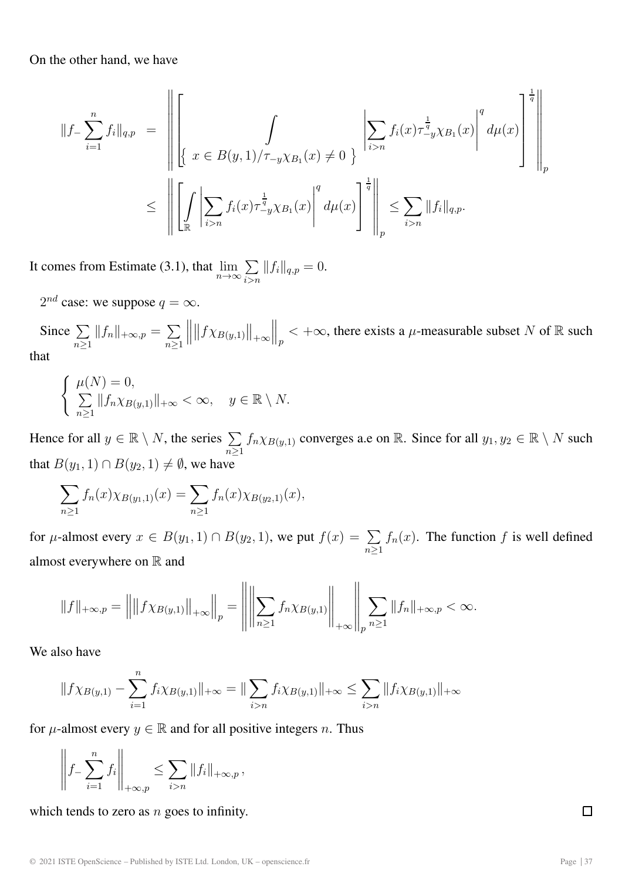On the other hand, we have

$$
\begin{aligned}
\|f_{-}\sum_{i=1}^{n} f_i\|_{q,p} &= \left\| \left[ \int\limits_{\left\{ \ x \in B(y,1)/\tau_{-y}\chi_{B_1}(x) \neq 0 \ \right\}} \left| \sum_{i>n} f_i(x) \tau_{-y}^{\frac{1}{q}} \chi_{B_1}(x) \right|^q d\mu(x) \right]^{\frac{1}{q}} \right\|_p \\
&\leq \left\| \left[ \int_{\mathbb{R}} \left| \sum_{i>n} f_i(x) \tau_{-y}^{\frac{1}{q}} \chi_{B_1}(x) \right|^q d\mu(x) \right]^{\frac{1}{q}} \right\|_p \leq \sum_{i>n} \|f_i\|_{q,p}.
\end{aligned}
$$

It comes from Estimate (3.1), that $\lim\limits_{n\to\infty} \sum\limits_{i>n} \|f_i\|_{q,p} = 0$.

$2^{nd}$ case: we suppose $q = \infty$.

Since $\sum\limits_{n\geq 1} \|f_n\|_{+\infty,p} = \sum\limits_{n\geq 1} \left\| \left\| f\chi_{B(y,1)} \right\|_{+\infty} \right\|_p < +\infty$, there exists a $\mu$-measurable subset $N$ of $\mathbb{R}$ such that

$$
\begin{cases} \mu(N) = 0, \\ \sum\limits_{n\geq 1} \|f_n \chi_{B(y,1)}\|_{+\infty} < \infty, \quad y \in \mathbb{R} \setminus N. \end{cases}
$$

Hence for all $y \in \mathbb{R} \setminus N$, the series $\sum\limits_{n\geq 1} f_n \chi_{B(y,1)}$ converges a.e on $\mathbb{R}$. Since for all $y_1, y_2 \in \mathbb{R} \setminus N$ such that $B(y_1, 1) \cap B(y_2, 1) \neq \emptyset$, we have

$$
\sum_{n\geq 1} f_n(x) \chi_{B(y_1,1)}(x) = \sum_{n\geq 1} f_n(x) \chi_{B(y_2,1)}(x),
$$

for $\mu$-almost every $x \in B(y_1, 1) \cap B(y_2, 1)$, we put $f(x) = \sum\limits_{n\geq 1} f_n(x)$. The function $f$ is well defined almost everywhere on $\mathbb{R}$ and

$$
\|f\|_{+\infty,p} = \left\| \left\| f\chi_{B(y,1)} \right\|_{+\infty} \right\|_p = \left\| \left\| \sum_{n\geq 1} f_n \chi_{B(y,1)} \right\|_{+\infty} \right\|_p \sum_{n\geq 1} \|f_n\|_{+\infty,p} < \infty.
$$

We also have

$$
\|f\chi_{B(y,1)} - \sum_{i=1}^{n} f_i \chi_{B(y,1)}\|_{+\infty} = \| \sum_{i>n} f_i \chi_{B(y,1)}\|_{+\infty} \leq \sum_{i>n} \|f_i \chi_{B(y,1)}\|_{+\infty}
$$

for $\mu$-almost every $y \in \mathbb{R}$ and for all positive integers $n$. Thus

$$
\left\| f_{-} \sum_{i=1}^{n} f_i \right\|_{+\infty,p} \leq \sum_{i>n} \|f_i\|_{+\infty,p},
$$

which tends to zero as $n$ goes to infinity. □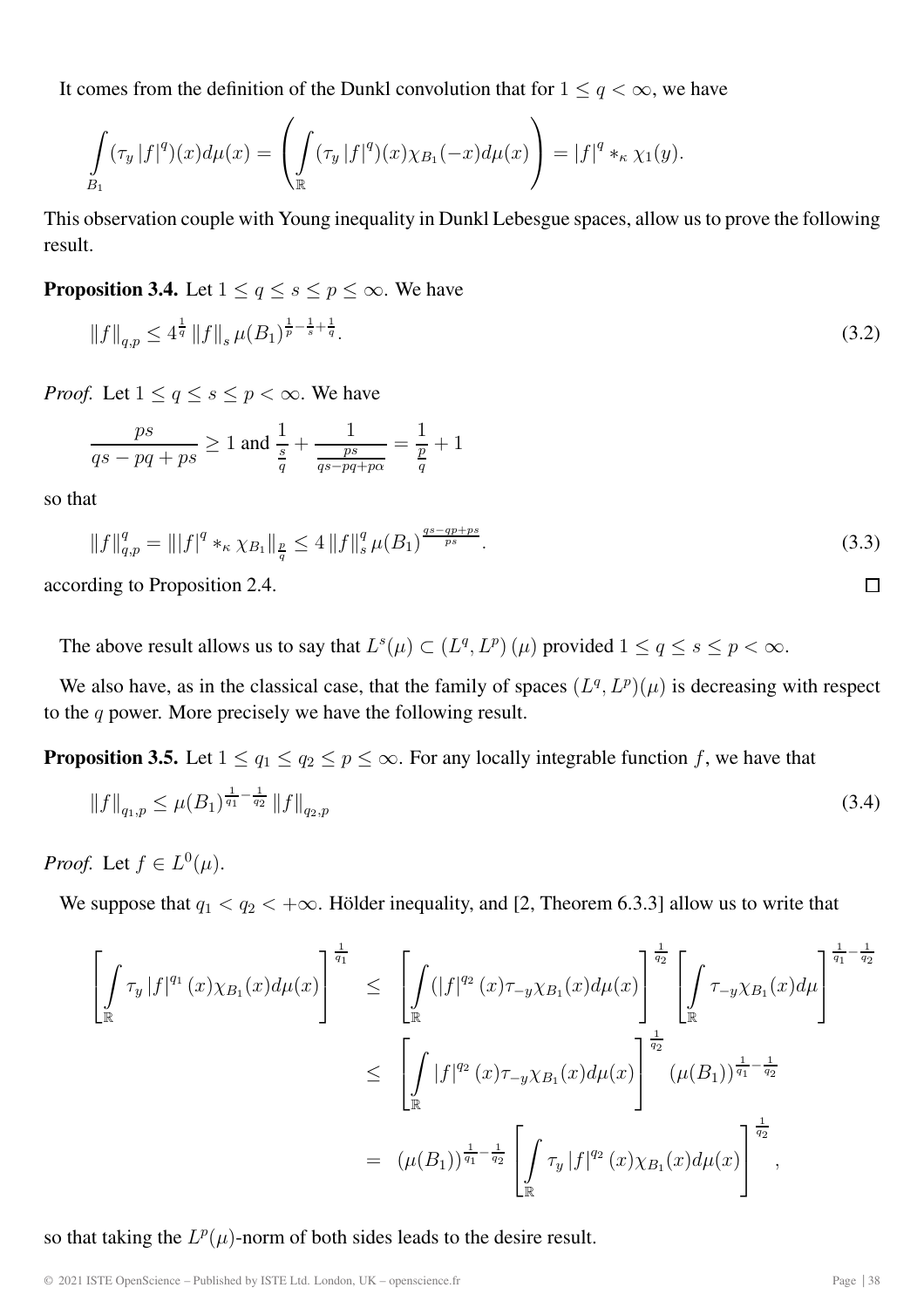It comes from the definition of the Dunkl convolution that for $1 \leq q < \infty$, we have

$$\int_{B_1} (\tau_y |f|^q)(x) d\mu(x) = \left( \int_{\mathbb{R}} (\tau_y |f|^q)(x) \chi_{B_1}(-x) d\mu(x) \right) = |f|^q *_\kappa \chi_1(y).$$

This observation couple with Young inequality in Dunkl Lebesgue spaces, allow us to prove the following result.

**Proposition 3.4.** Let $1 \leq q \leq s \leq p \leq \infty$. We have

$$\|f\|_{q,p} \leq 4^{\frac{1}{q}} \|f\|_s \mu(B_1)^{\frac{1}{p} - \frac{1}{s} + \frac{1}{q}}. \tag{3.2}$$

*Proof.* Let $1 \leq q \leq s \leq p < \infty$. We have

$$\frac{ps}{qs - pq + ps} \geq 1 \text{ and } \frac{1}{\frac{s}{q}} + \frac{1}{\frac{ps}{qs - pq + p\alpha}} = \frac{1}{\frac{p}{q}} + 1$$

so that

$$\|f\|_{q,p}^q = \||f|^q *_\kappa \chi_{B_1}\|_{\frac{p}{q}} \leq 4 \|f\|_s^q \mu(B_1)^{\frac{qs - qp + ps}{ps}}. \tag{3.3}$$

according to Proposition 2.4. $\square$

The above result allows us to say that $L^s(\mu) \subset (L^q, L^p)(\mu)$ provided $1 \leq q \leq s \leq p < \infty$.

We also have, as in the classical case, that the family of spaces $(L^q, L^p)(\mu)$ is decreasing with respect to the $q$ power. More precisely we have the following result.

**Proposition 3.5.** Let $1 \leq q_1 \leq q_2 \leq p \leq \infty$. For any locally integrable function $f$, we have that

$$\|f\|_{q_1,p} \leq \mu(B_1)^{\frac{1}{q_1} - \frac{1}{q_2}} \|f\|_{q_2,p} \tag{3.4}$$

*Proof.* Let $f \in L^0(\mu)$.

We suppose that $q_1 < q_2 < +\infty$. Hölder inequality, and [2, Theorem 6.3.3] allow us to write that

$$\begin{aligned}
\left[ \int_{\mathbb{R}} \tau_y |f|^{q_1}(x) \chi_{B_1}(x) d\mu(x) \right]^{\frac{1}{q_1}} &\leq \left[ \int_{\mathbb{R}} (|f|^{q_2}(x) \tau_{-y} \chi_{B_1}(x) d\mu(x) \right]^{\frac{1}{q_2}} \left[ \int_{\mathbb{R}} \tau_{-y} \chi_{B_1}(x) d\mu \right]^{\frac{1}{q_1} - \frac{1}{q_2}} \\
&\leq \left[ \int_{\mathbb{R}} |f|^{q_2}(x) \tau_{-y} \chi_{B_1}(x) d\mu(x) \right]^{\frac{1}{q_2}} (\mu(B_1))^{\frac{1}{q_1} - \frac{1}{q_2}} \\
&= (\mu(B_1))^{\frac{1}{q_1} - \frac{1}{q_2}} \left[ \int_{\mathbb{R}} \tau_y |f|^{q_2}(x) \chi_{B_1}(x) d\mu(x) \right]^{\frac{1}{q_2}},
\end{aligned}$$

so that taking the $L^p(\mu)$-norm of both sides leads to the desire result.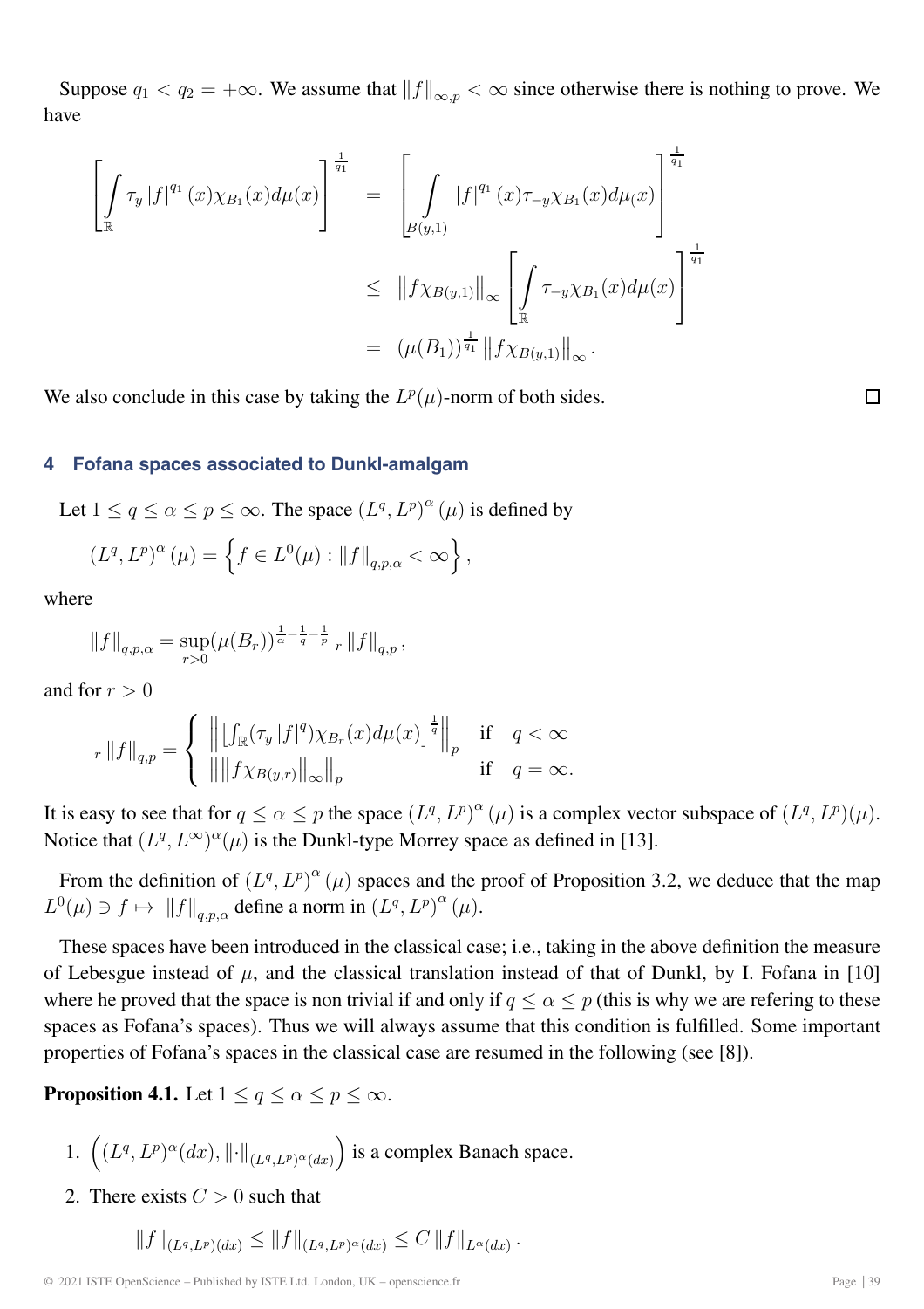Suppose $q_1 < q_2 = +\infty$. We assume that $\|f\|_{\infty,p} < \infty$ since otherwise there is nothing to prove. We have

$$
\begin{aligned}
\left[\int_{\mathbb{R}} \tau_y |f|^{q_1}(x)\chi_{B_1}(x)d\mu(x)\right]^{\frac{1}{q_1}} &= \left[\int_{B(y,1)} |f|^{q_1}(x)\tau_{-y}\chi_{B_1}(x)d\mu_(x)\right]^{\frac{1}{q_1}} \\
&\leq \left\|f\chi_{B(y,1)}\right\|_{\infty}\left[\int_{\mathbb{R}} \tau_{-y}\chi_{B_1}(x)d\mu(x)\right]^{\frac{1}{q_1}} \\
&= (\mu(B_1))^{\frac{1}{q_1}}\left\|f\chi_{B(y,1)}\right\|_{\infty}.
\end{aligned}
$$

We also conclude in this case by taking the $L^p(\mu)$-norm of both sides. □

## 4 Fofana spaces associated to Dunkl-amalgam

Let $1 \leq q \leq \alpha \leq p \leq \infty$. The space $(L^q, L^p)^{\alpha}(\mu)$ is defined by

$$
(L^q, L^p)^{\alpha}(\mu) = \left\{f \in L^0(\mu) : \|f\|_{q,p,\alpha} < \infty\right\},
$$

where

$$
\|f\|_{q,p,\alpha} = \sup_{r>0}(\mu(B_r))^{\frac{1}{\alpha}-\frac{1}{q}-\frac{1}{p}}\ {}_r\|f\|_{q,p},
$$

and for $r > 0$

$$
{}_r\|f\|_{q,p} = \begin{cases} \left\|\left[\int_{\mathbb{R}}(\tau_y |f|^q)\chi_{B_r}(x)d\mu(x)\right]^{\frac{1}{q}}\right\|_p & \text{if} \quad q < \infty \\ \left\|\left\|f\chi_{B(y,r)}\right\|_{\infty}\right\|_p & \text{if} \quad q = \infty. \end{cases}
$$

It is easy to see that for $q \leq \alpha \leq p$ the space $(L^q, L^p)^{\alpha}(\mu)$ is a complex vector subspace of $(L^q, L^p)(\mu)$. Notice that $(L^q, L^{\infty})^{\alpha}(\mu)$ is the Dunkl-type Morrey space as defined in [13].

From the definition of $(L^q, L^p)^{\alpha}(\mu)$ spaces and the proof of Proposition 3.2, we deduce that the map $L^0(\mu) \ni f \mapsto \|f\|_{q,p,\alpha}$ define a norm in $(L^q, L^p)^{\alpha}(\mu)$.

These spaces have been introduced in the classical case; i.e., taking in the above definition the measure of Lebesgue instead of $\mu$, and the classical translation instead of that of Dunkl, by I. Fofana in [10] where he proved that the space is non trivial if and only if $q \leq \alpha \leq p$ (this is why we are refering to these spaces as Fofana's spaces). Thus we will always assume that this condition is fulfilled. Some important properties of Fofana's spaces in the classical case are resumed in the following (see [8]).

**Proposition 4.1.** Let $1 \leq q \leq \alpha \leq p \leq \infty$.

1. $\left((L^q, L^p)^{\alpha}(dx), \|\cdot\|_{(L^q,L^p)^{\alpha}(dx)}\right)$ is a complex Banach space.

2. There exists $C > 0$ such that

$$
\|f\|_{(L^q,L^p)(dx)} \leq \|f\|_{(L^q,L^p)^{\alpha}(dx)} \leq C\|f\|_{L^{\alpha}(dx)}.
$$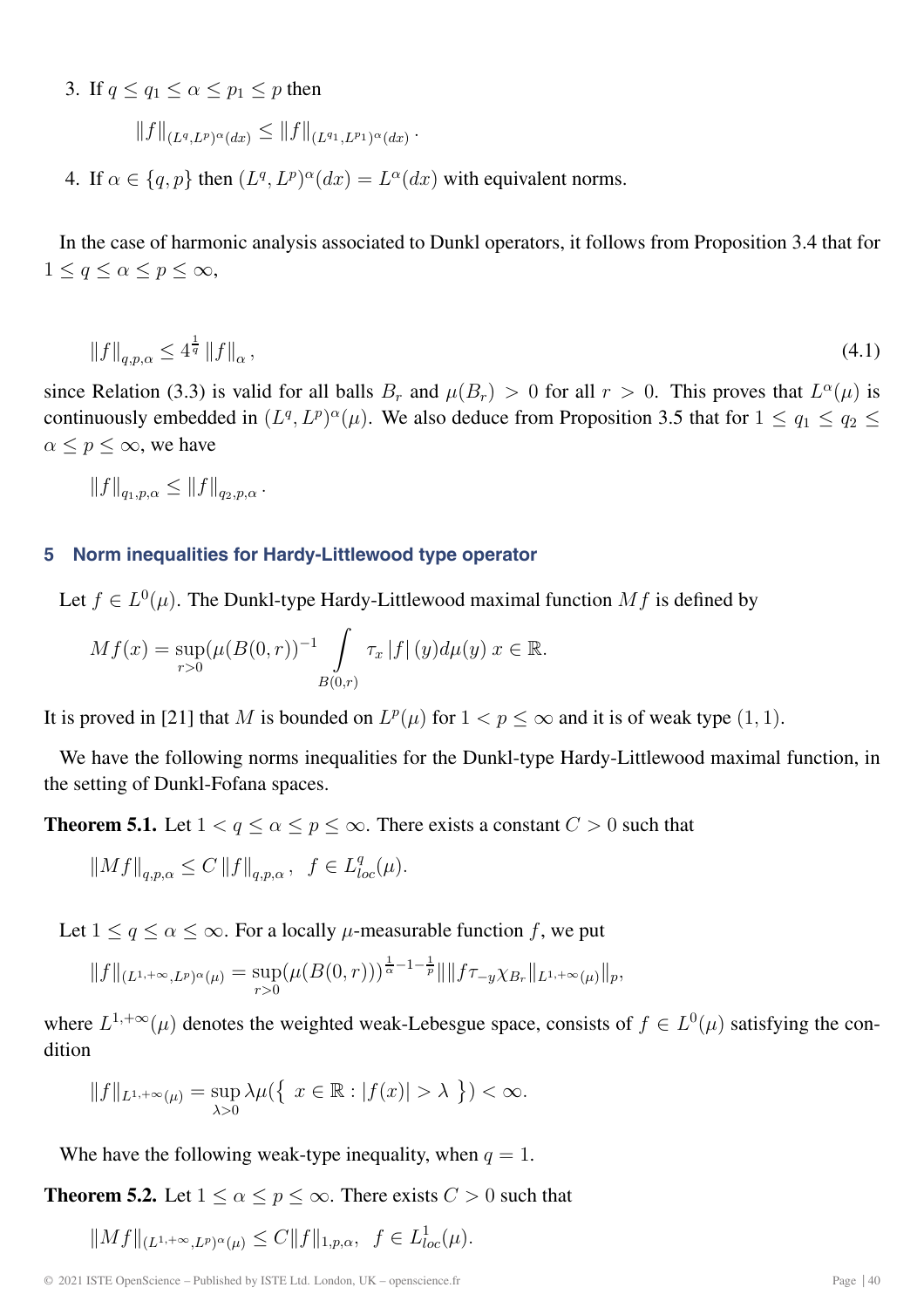3. If $q \le q_1 \le \alpha \le p_1 \le p$ then

$$\|f\|_{(L^q,L^p)^\alpha(dx)} \le \|f\|_{(L^{q_1},L^{p_1})^\alpha(dx)}.$$

4. If $\alpha \in \{q,p\}$ then $(L^q,L^p)^\alpha(dx) = L^\alpha(dx)$ with equivalent norms.

In the case of harmonic analysis associated to Dunkl operators, it follows from Proposition 3.4 that for $1 \le q \le \alpha \le p \le \infty$,

$$\|f\|_{q,p,\alpha} \le 4^{\frac{1}{q}} \|f\|_\alpha, \tag{4.1}$$

since Relation (3.3) is valid for all balls $B_r$ and $\mu(B_r) > 0$ for all $r > 0$. This proves that $L^\alpha(\mu)$ is continuously embedded in $(L^q,L^p)^\alpha(\mu)$. We also deduce from Proposition 3.5 that for $1 \le q_1 \le q_2 \le \alpha \le p \le \infty$, we have

$$\|f\|_{q_1,p,\alpha} \le \|f\|_{q_2,p,\alpha}.$$

## 5 Norm inequalities for Hardy-Littlewood type operator

Let $f \in L^0(\mu)$. The Dunkl-type Hardy-Littlewood maximal function $Mf$ is defined by

$$Mf(x) = \sup_{r>0} (\mu(B(0,r))^{-1} \int_{B(0,r)} \tau_x |f|(y) d\mu(y) \; x \in \mathbb{R}.$$

It is proved in [21] that $M$ is bounded on $L^p(\mu)$ for $1 < p \le \infty$ and it is of weak type $(1,1)$.

We have the following norms inequalities for the Dunkl-type Hardy-Littlewood maximal function, in the setting of Dunkl-Fofana spaces.

**Theorem 5.1.** Let $1 < q \le \alpha \le p \le \infty$. There exists a constant $C > 0$ such that

$$\|Mf\|_{q,p,\alpha} \le C \|f\|_{q,p,\alpha}, \;\; f \in L^q_{loc}(\mu).$$

Let $1 \le q \le \alpha \le \infty$. For a locally $\mu$-measurable function $f$, we put

$$\|f\|_{(L^{1,+\infty},L^p)^\alpha(\mu)} = \sup_{r>0} (\mu(B(0,r)))^{\frac{1}{\alpha}-1-\frac{1}{p}} \| \|f\tau_{-y}\chi_{B_r}\|_{L^{1,+\infty}(\mu)}\|_p,$$

where $L^{1,+\infty}(\mu)$ denotes the weighted weak-Lebesgue space, consists of $f \in L^0(\mu)$ satisfying the condition

$$\|f\|_{L^{1,+\infty}(\mu)} = \sup_{\lambda>0} \lambda\mu(\{ \; x \in \mathbb{R} : |f(x)| > \lambda \; \}) < \infty.$$

Whe have the following weak-type inequality, when $q = 1$.

**Theorem 5.2.** Let $1 \le \alpha \le p \le \infty$. There exists $C > 0$ such that

$$\|Mf\|_{(L^{1,+\infty},L^p)^\alpha(\mu)} \le C\|f\|_{1,p,\alpha}, \;\; f \in L^1_{loc}(\mu).$$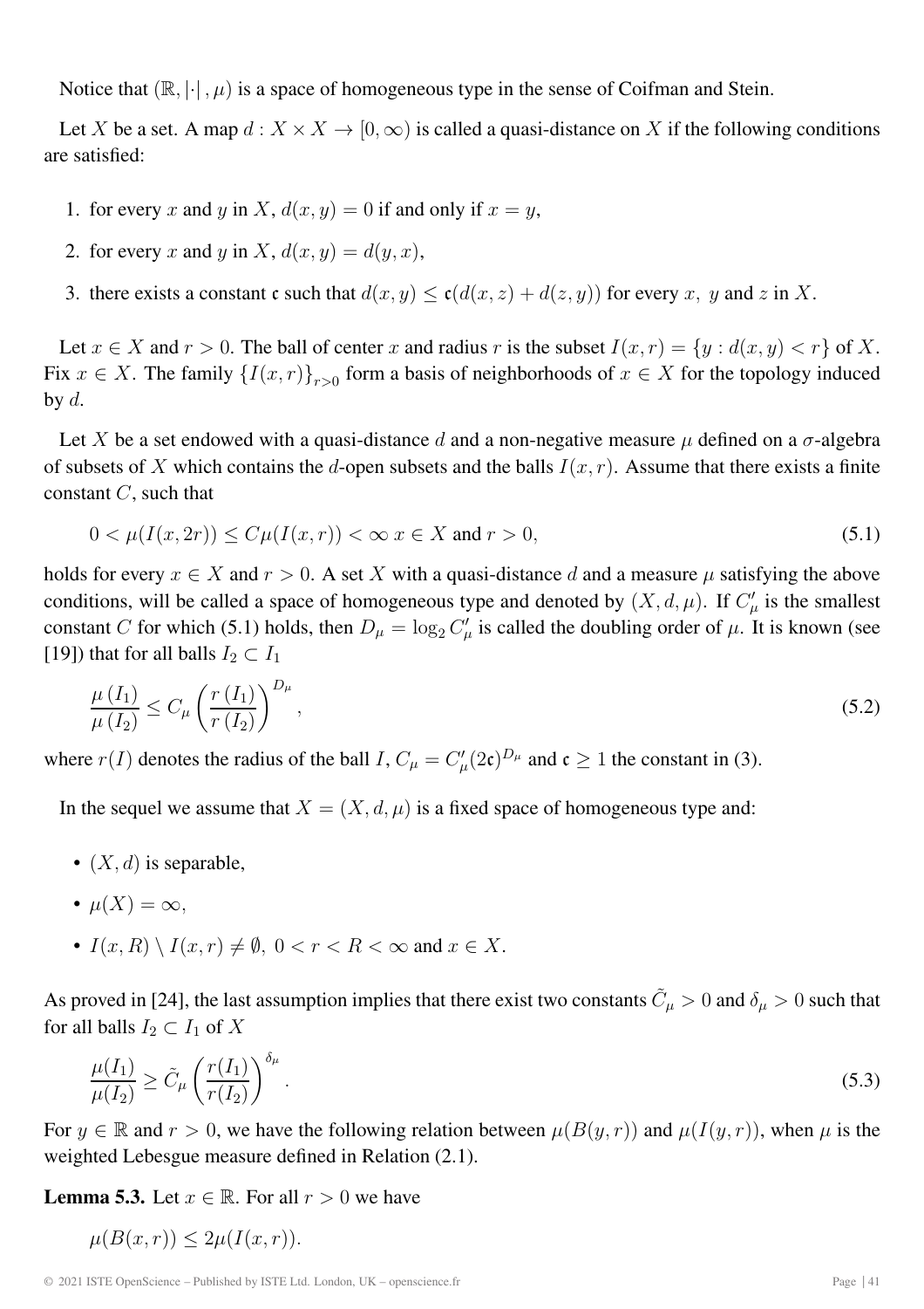Notice that $(\mathbb{R}, |\cdot|, \mu)$ is a space of homogeneous type in the sense of Coifman and Stein.

Let $X$ be a set. A map $d : X \times X \to [0, \infty)$ is called a quasi-distance on $X$ if the following conditions are satisfied:

1. for every $x$ and $y$ in $X$, $d(x, y) = 0$ if and only if $x = y$,
2. for every $x$ and $y$ in $X$, $d(x, y) = d(y, x)$,
3. there exists a constant $\mathfrak{c}$ such that $d(x, y) \leq \mathfrak{c}(d(x, z) + d(z, y))$ for every $x$, $y$ and $z$ in $X$.

Let $x \in X$ and $r > 0$. The ball of center $x$ and radius $r$ is the subset $I(x, r) = \{y : d(x, y) < r\}$ of $X$. Fix $x \in X$. The family $\{I(x, r)\}_{r>0}$ form a basis of neighborhoods of $x \in X$ for the topology induced by $d$.

Let $X$ be a set endowed with a quasi-distance $d$ and a non-negative measure $\mu$ defined on a $\sigma$-algebra of subsets of $X$ which contains the $d$-open subsets and the balls $I(x, r)$. Assume that there exists a finite constant $C$, such that

$$0 < \mu(I(x, 2r)) \leq C\mu(I(x, r)) < \infty \; x \in X \text{ and } r > 0, \tag{5.1}$$

holds for every $x \in X$ and $r > 0$. A set $X$ with a quasi-distance $d$ and a measure $\mu$ satisfying the above conditions, will be called a space of homogeneous type and denoted by $(X, d, \mu)$. If $C'_\mu$ is the smallest constant $C$ for which (5.1) holds, then $D_\mu = \log_2 C'_\mu$ is called the doubling order of $\mu$. It is known (see [19]) that for all balls $I_2 \subset I_1$

$$\frac{\mu(I_1)}{\mu(I_2)} \leq C_\mu \left(\frac{r(I_1)}{r(I_2)}\right)^{D_\mu}, \tag{5.2}$$

where $r(I)$ denotes the radius of the ball $I$, $C_\mu = C'_\mu(2\mathfrak{c})^{D_\mu}$ and $\mathfrak{c} \geq 1$ the constant in (3).

In the sequel we assume that $X = (X, d, \mu)$ is a fixed space of homogeneous type and:

- $(X, d)$ is separable,
- $\mu(X) = \infty$,
- $I(x, R) \setminus I(x, r) \neq \emptyset$, $0 < r < R < \infty$ and $x \in X$.

As proved in [24], the last assumption implies that there exist two constants $\tilde{C}_\mu > 0$ and $\delta_\mu > 0$ such that for all balls $I_2 \subset I_1$ of $X$

$$\frac{\mu(I_1)}{\mu(I_2)} \geq \tilde{C}_\mu \left(\frac{r(I_1)}{r(I_2)}\right)^{\delta_\mu}. \tag{5.3}$$

For $y \in \mathbb{R}$ and $r > 0$, we have the following relation between $\mu(B(y, r))$ and $\mu(I(y, r))$, when $\mu$ is the weighted Lebesgue measure defined in Relation (2.1).

**Lemma 5.3.** Let $x \in \mathbb{R}$. For all $r > 0$ we have

$$\mu(B(x, r)) \leq 2\mu(I(x, r)).$$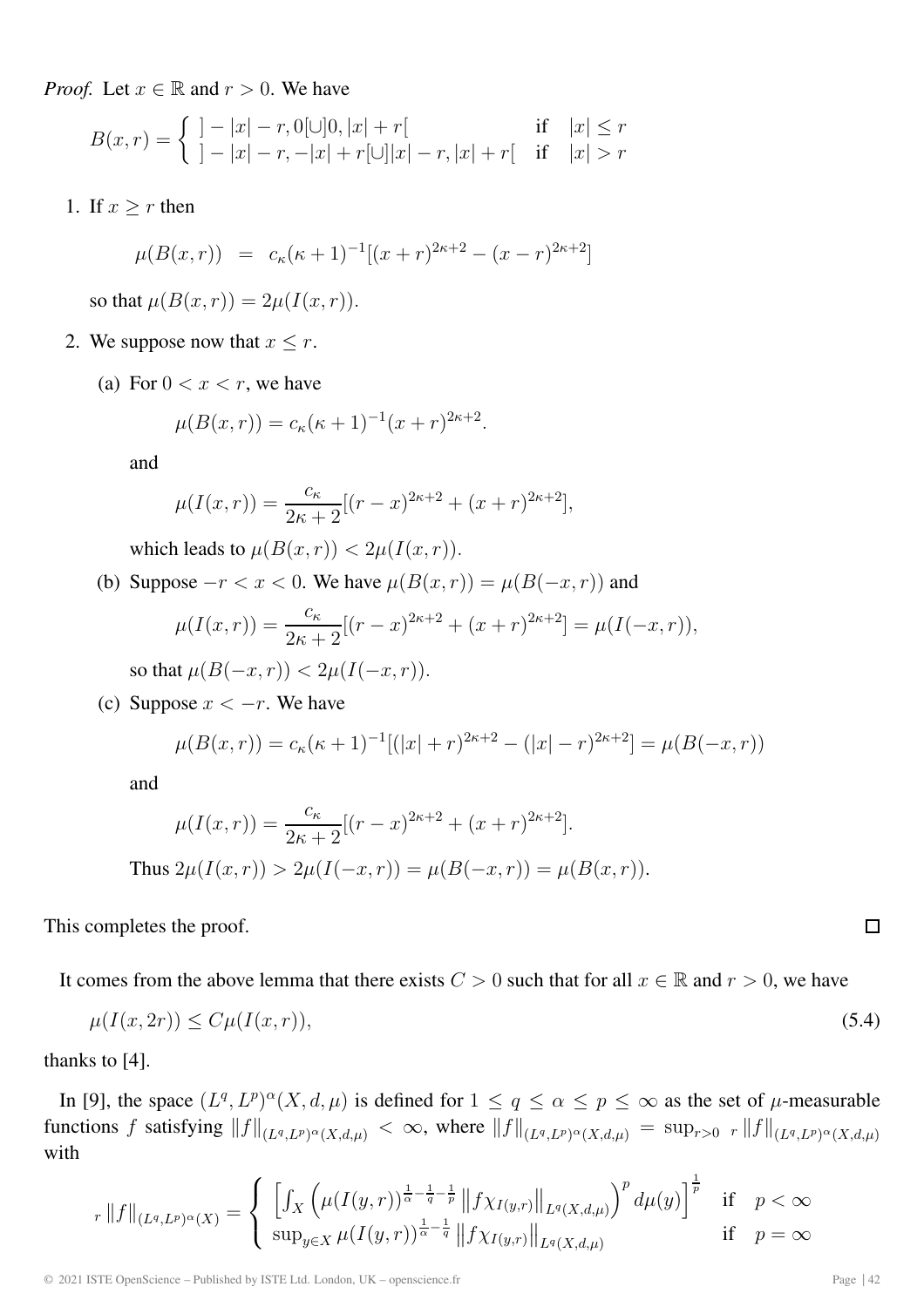*Proof.* Let $x \in \mathbb{R}$ and $r > 0$. We have

$$B(x,r) = \begin{cases} ]-|x|-r, 0[\cup]0, |x|+r[ & \text{if} \quad |x| \leq r \\ ]-|x|-r, -|x|+r[\cup]|x|-r, |x|+r[ & \text{if} \quad |x| > r \end{cases}$$

1. If $x \geq r$ then

   $$\mu(B(x,r)) \;=\; c_\kappa(\kappa+1)^{-1}[(x+r)^{2\kappa+2} - (x-r)^{2\kappa+2}]$$

   so that $\mu(B(x,r)) = 2\mu(I(x,r))$.

2. We suppose now that $x \leq r$.

   (a) For $0 < x < r$, we have

   $$\mu(B(x,r)) = c_\kappa(\kappa+1)^{-1}(x+r)^{2\kappa+2}.$$

   and

   $$\mu(I(x,r)) = \frac{c_\kappa}{2\kappa+2}[(r-x)^{2\kappa+2} + (x+r)^{2\kappa+2}],$$

   which leads to $\mu(B(x,r)) < 2\mu(I(x,r))$.

   (b) Suppose $-r < x < 0$. We have $\mu(B(x,r)) = \mu(B(-x,r))$ and

   $$\mu(I(x,r)) = \frac{c_\kappa}{2\kappa+2}[(r-x)^{2\kappa+2} + (x+r)^{2\kappa+2}] = \mu(I(-x,r)),$$

   so that $\mu(B(-x,r)) < 2\mu(I(-x,r))$.

   (c) Suppose $x < -r$. We have

   $$\mu(B(x,r)) = c_\kappa(\kappa+1)^{-1}[(|x|+r)^{2\kappa+2} - (|x|-r)^{2\kappa+2}] = \mu(B(-x,r))$$

   and

   $$\mu(I(x,r)) = \frac{c_\kappa}{2\kappa+2}[(r-x)^{2\kappa+2} + (x+r)^{2\kappa+2}].$$

   Thus $2\mu(I(x,r)) > 2\mu(I(-x,r)) = \mu(B(-x,r)) = \mu(B(x,r))$.

This completes the proof. □

It comes from the above lemma that there exists $C > 0$ such that for all $x \in \mathbb{R}$ and $r > 0$, we have

$$\mu(I(x,2r)) \leq C\mu(I(x,r)), \tag{5.4}$$

thanks to [4].

In [9], the space $(L^q, L^p)^\alpha(X, d, \mu)$ is defined for $1 \leq q \leq \alpha \leq p \leq \infty$ as the set of $\mu$-measurable functions $f$ satisfying $\|f\|_{(L^q,L^p)^\alpha(X,d,\mu)} < \infty$, where $\|f\|_{(L^q,L^p)^\alpha(X,d,\mu)} = \sup_{r>0} {}_r\|f\|_{(L^q,L^p)^\alpha(X,d,\mu)}$ with

$${}_r\|f\|_{(L^q,L^p)^\alpha(X)} = \begin{cases} \left[\int_X \left(\mu(I(y,r))^{\frac{1}{\alpha}-\frac{1}{q}-\frac{1}{p}} \left\|f\chi_{I(y,r)}\right\|_{L^q(X,d,\mu)}\right)^p d\mu(y)\right]^{\frac{1}{p}} & \text{if} \quad p < \infty \\ \sup_{y\in X} \mu(I(y,r))^{\frac{1}{\alpha}-\frac{1}{q}} \left\|f\chi_{I(y,r)}\right\|_{L^q(X,d,\mu)} & \text{if} \quad p = \infty \end{cases}$$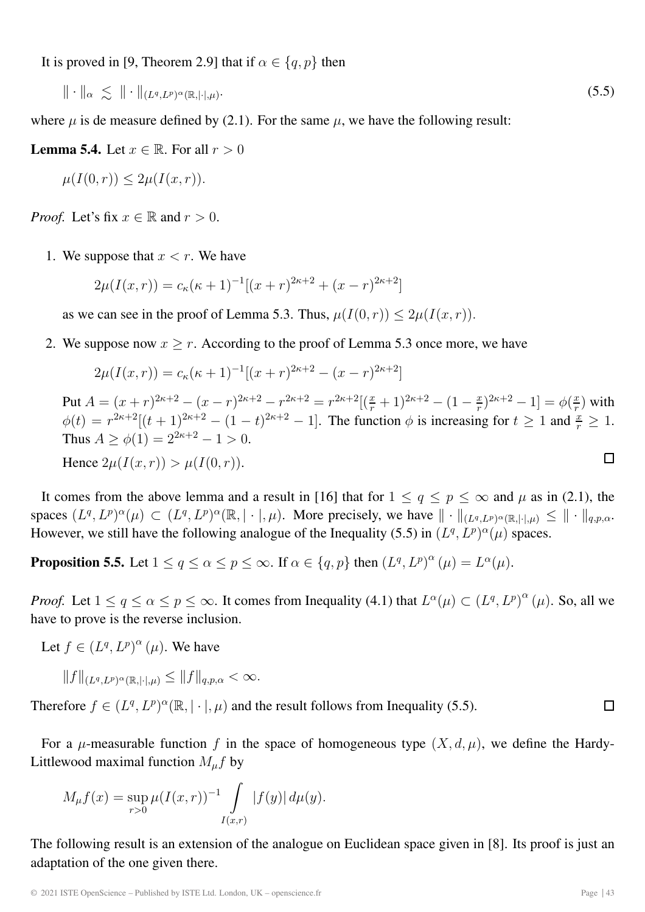It is proved in [9, Theorem 2.9] that if $\alpha \in \{q, p\}$ then

$$\| \cdot \|_{\alpha} \lesssim \| \cdot \|_{(L^q,L^p)^{\alpha}(\mathbb{R},|\cdot|,\mu)}. \tag{5.5}$$

where $\mu$ is de measure defined by (2.1). For the same $\mu$, we have the following result:

**Lemma 5.4.** Let $x \in \mathbb{R}$. For all $r > 0$

$$\mu(I(0,r)) \leq 2\mu(I(x,r)).$$

*Proof.* Let's fix $x \in \mathbb{R}$ and $r > 0$.

1. We suppose that $x < r$. We have

   $$2\mu(I(x,r)) = c_{\kappa}(\kappa+1)^{-1}[(x+r)^{2\kappa+2} + (x-r)^{2\kappa+2}]$$

   as we can see in the proof of Lemma 5.3. Thus, $\mu(I(0,r)) \leq 2\mu(I(x,r))$.

2. We suppose now $x \geq r$. According to the proof of Lemma 5.3 once more, we have

   $$2\mu(I(x,r)) = c_{\kappa}(\kappa+1)^{-1}[(x+r)^{2\kappa+2} - (x-r)^{2\kappa+2}]$$

   Put $A = (x+r)^{2\kappa+2} - (x-r)^{2\kappa+2} - r^{2\kappa+2} = r^{2\kappa+2}[(\frac{x}{r}+1)^{2\kappa+2} - (1-\frac{x}{r})^{2\kappa+2} - 1] = \phi(\frac{x}{r})$ with $\phi(t) = r^{2\kappa+2}[(t+1)^{2\kappa+2} - (1-t)^{2\kappa+2} - 1]$. The function $\phi$ is increasing for $t \geq 1$ and $\frac{x}{r} \geq 1$. Thus $A \geq \phi(1) = 2^{2\kappa+2} - 1 > 0$.

   Hence $2\mu(I(x,r)) > \mu(I(0,r))$. □

It comes from the above lemma and a result in [16] that for $1 \leq q \leq p \leq \infty$ and $\mu$ as in (2.1), the spaces $(L^q, L^p)^{\alpha}(\mu) \subset (L^q, L^p)^{\alpha}(\mathbb{R}, |\cdot|, \mu)$. More precisely, we have $\| \cdot \|_{(L^q,L^p)^{\alpha}(\mathbb{R},|\cdot|,\mu)} \leq \| \cdot \|_{q,p,\alpha}$. However, we still have the following analogue of the Inequality (5.5) in $(L^q, L^p)^{\alpha}(\mu)$ spaces.

**Proposition 5.5.** Let $1 \leq q \leq \alpha \leq p \leq \infty$. If $\alpha \in \{q, p\}$ then $(L^q, L^p)^{\alpha}(\mu) = L^{\alpha}(\mu)$.

*Proof.* Let $1 \leq q \leq \alpha \leq p \leq \infty$. It comes from Inequality (4.1) that $L^{\alpha}(\mu) \subset (L^q, L^p)^{\alpha}(\mu)$. So, all we have to prove is the reverse inclusion.

Let $f \in (L^q, L^p)^{\alpha}(\mu)$. We have

$$\|f\|_{(L^q,L^p)^{\alpha}(\mathbb{R},|\cdot|,\mu)} \leq \|f\|_{q,p,\alpha} < \infty.$$

Therefore $f \in (L^q, L^p)^{\alpha}(\mathbb{R}, |\cdot|, \mu)$ and the result follows from Inequality (5.5). □

For a $\mu$-measurable function $f$ in the space of homogeneous type $(X, d, \mu)$, we define the Hardy-Littlewood maximal function $M_{\mu}f$ by

$$M_{\mu}f(x) = \sup_{r>0} \mu(I(x,r))^{-1} \int_{I(x,r)} |f(y)| \, d\mu(y).$$

The following result is an extension of the analogue on Euclidean space given in [8]. Its proof is just an adaptation of the one given there.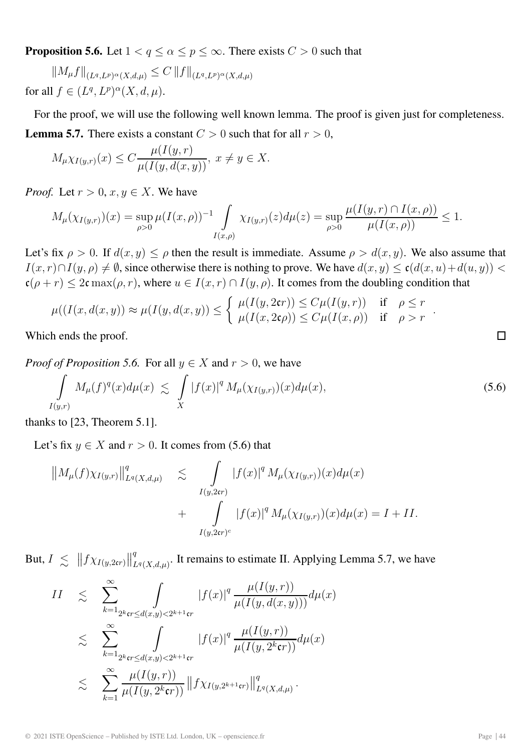**Proposition 5.6.** Let $1 < q \le \alpha \le p \le \infty$. There exists $C > 0$ such that

$$\|M_\mu f\|_{(L^q,L^p)^\alpha(X,d,\mu)} \le C \|f\|_{(L^q,L^p)^\alpha(X,d,\mu)}$$

for all $f \in (L^q, L^p)^\alpha(X,d,\mu)$.

For the proof, we will use the following well known lemma. The proof is given just for completeness.

**Lemma 5.7.** There exists a constant $C > 0$ such that for all $r > 0$,

$$M_\mu \chi_{I(y,r)}(x) \le C \frac{\mu(I(y,r)}{\mu(I(y,d(x,y))}, \; x \ne y \in X.$$

*Proof.* Let $r > 0$, $x, y \in X$. We have

$$M_\mu(\chi_{I(y,r)})(x) = \sup_{\rho>0} \mu(I(x,\rho))^{-1} \int_{I(x,\rho)} \chi_{I(y,r)}(z)d\mu(z) = \sup_{\rho>0} \frac{\mu(I(y,r) \cap I(x,\rho))}{\mu(I(x,\rho))} \le 1.$$

Let's fix $\rho > 0$. If $d(x,y) \le \rho$ then the result is immediate. Assume $\rho > d(x,y)$. We also assume that $I(x,r) \cap I(y,\rho) \ne \emptyset$, since otherwise there is nothing to prove. We have $d(x,y) \le \mathfrak{c}(d(x,u)+d(u,y)) < \mathfrak{c}(\rho + r) \le 2\mathfrak{c}\max(\rho, r)$, where $u \in I(x,r) \cap I(y,\rho)$. It comes from the doubling condition that

$$\mu((I(x,d(x,y)) \approx \mu(I(y,d(x,y)) \le \begin{cases} \mu(I(y,2\mathfrak{c}r)) \le C\mu(I(y,r)) & \text{if} \quad \rho \le r \\ \mu(I(x,2\mathfrak{c}\rho)) \le C\mu(I(x,\rho)) & \text{if} \quad \rho > r \end{cases}.$$

Which ends the proof. $\square$

*Proof of Proposition 5.6.* For all $y \in X$ and $r > 0$, we have

$$\int_{I(y,r)} M_\mu(f)^q(x)d\mu(x) \lesssim \int_X |f(x)|^q M_\mu(\chi_{I(y,r)})(x)d\mu(x), \tag{5.6}$$

thanks to [23, Theorem 5.1].

Let's fix $y \in X$ and $r > 0$. It comes from (5.6) that

$$\begin{aligned}
\left\|M_\mu(f)\chi_{I(y,r)}\right\|^q_{L^q(X,d,\mu)} &\lesssim \int_{I(y,2\mathfrak{c}r)} |f(x)|^q M_\mu(\chi_{I(y,r)})(x)d\mu(x) \\
&\quad + \int_{I(y,2\mathfrak{c}r)^c} |f(x)|^q M_\mu(\chi_{I(y,r)})(x)d\mu(x) = I + II.
\end{aligned}$$

But, $I \lesssim \left\|f\chi_{I(y,2\mathfrak{c}r)}\right\|^q_{L^q(X,d,\mu)}$. It remains to estimate II. Applying Lemma 5.7, we have

$$\begin{aligned}
II &\lesssim \sum_{k=1}^{\infty} \int_{2^k\mathfrak{c}r \le d(x,y) < 2^{k+1}\mathfrak{c}r} |f(x)|^q \frac{\mu(I(y,r))}{\mu(I(y,d(x,y)))}d\mu(x) \\
&\lesssim \sum_{k=1}^{\infty} \int_{2^k\mathfrak{c}r \le d(x,y) < 2^{k+1}\mathfrak{c}r} |f(x)|^q \frac{\mu(I(y,r))}{\mu(I(y,2^k\mathfrak{c}r))}d\mu(x) \\
&\lesssim \sum_{k=1}^{\infty} \frac{\mu(I(y,r))}{\mu(I(y,2^k\mathfrak{c}r))} \left\|f\chi_{I(y,2^{k+1}\mathfrak{c}r)}\right\|^q_{L^q(X,d,\mu)}.
\end{aligned}$$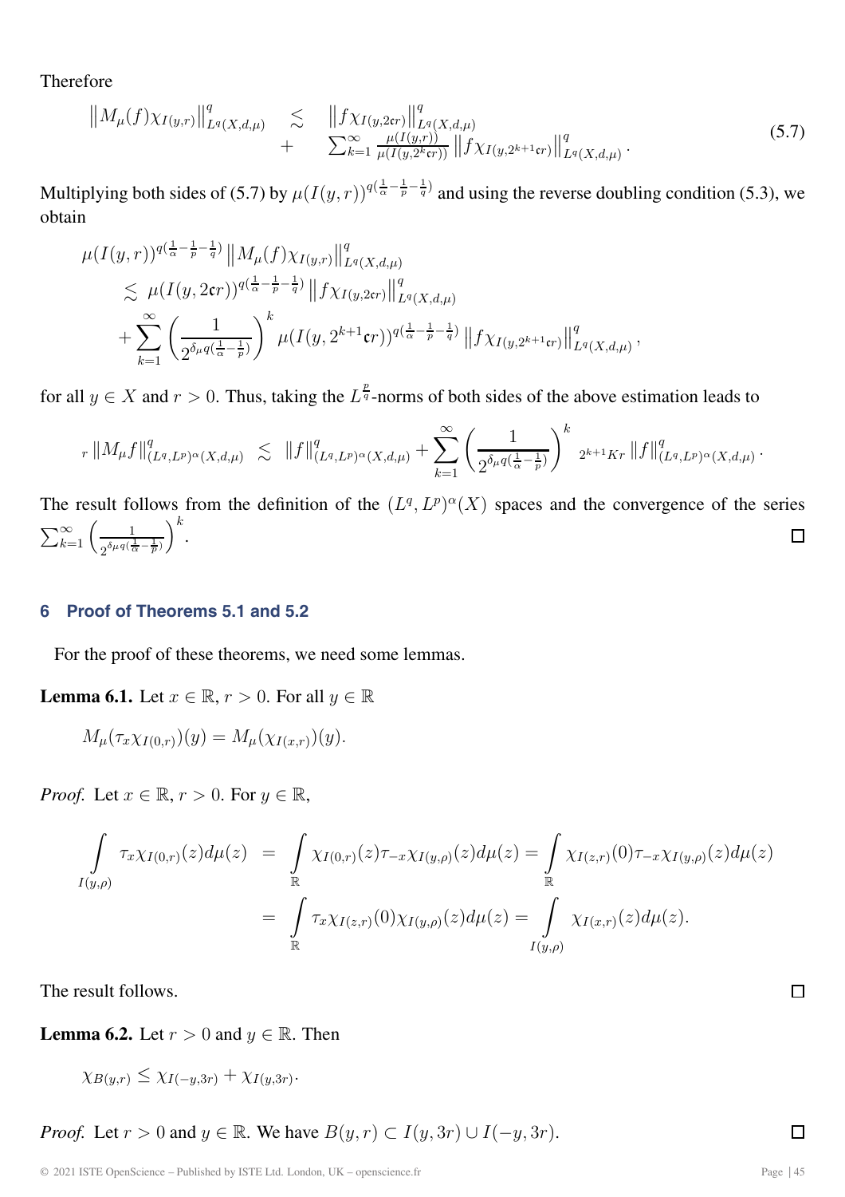Therefore

$$
\begin{aligned}
\left\|M_{\mu}(f)\chi_{I(y,r)}\right\|^{q}_{L^{q}(X,d,\mu)} \quad &\lesssim \quad \left\|f\chi_{I(y,2\mathfrak{c}r)}\right\|^{q}_{L^{q}(X,d,\mu)} \\
&+ \quad \sum_{k=1}^{\infty}\frac{\mu(I(y,r))}{\mu(I(y,2^{k}\mathfrak{c}r))}\left\|f\chi_{I(y,2^{k+1}\mathfrak{c}r)}\right\|^{q}_{L^{q}(X,d,\mu)}.
\end{aligned}
\tag{5.7}
$$

Multiplying both sides of (5.7) by $\mu(I(y,r))^{q(\frac{1}{\alpha}-\frac{1}{p}-\frac{1}{q})}$ and using the reverse doubling condition (5.3), we obtain

$$
\begin{aligned}
&\mu(I(y,r))^{q(\frac{1}{\alpha}-\frac{1}{p}-\frac{1}{q})}\left\|M_{\mu}(f)\chi_{I(y,r)}\right\|^{q}_{L^{q}(X,d,\mu)} \\
&\quad\lesssim \mu(I(y,2\mathfrak{c}r))^{q(\frac{1}{\alpha}-\frac{1}{p}-\frac{1}{q})}\left\|f\chi_{I(y,2\mathfrak{c}r)}\right\|^{q}_{L^{q}(X,d,\mu)} \\
&\quad+\sum_{k=1}^{\infty}\left(\frac{1}{2^{\delta_{\mu}q(\frac{1}{\alpha}-\frac{1}{p})}}\right)^{k}\mu(I(y,2^{k+1}\mathfrak{c}r))^{q(\frac{1}{\alpha}-\frac{1}{p}-\frac{1}{q})}\left\|f\chi_{I(y,2^{k+1}\mathfrak{c}r)}\right\|^{q}_{L^{q}(X,d,\mu)},
\end{aligned}
$$

for all $y\in X$ and $r>0$. Thus, taking the $L^{\frac{p}{q}}$-norms of both sides of the above estimation leads to

$$
{}_{r}\left\|M_{\mu}f\right\|^{q}_{(L^{q},L^{p})^{\alpha}(X,d,\mu)} \lesssim \left\|f\right\|^{q}_{(L^{q},L^{p})^{\alpha}(X,d,\mu)}+\sum_{k=1}^{\infty}\left(\frac{1}{2^{\delta_{\mu}q(\frac{1}{\alpha}-\frac{1}{p})}}\right)^{k}{}_{2^{k+1}Kr}\left\|f\right\|^{q}_{(L^{q},L^{p})^{\alpha}(X,d,\mu)}.
$$

The result follows from the definition of the $(L^{q},L^{p})^{\alpha}(X)$ spaces and the convergence of the series $\sum_{k=1}^{\infty}\left(\frac{1}{2^{\delta_{\mu}q(\frac{1}{\alpha}-\frac{1}{p})}}\right)^{k}$. □

## 6 Proof of Theorems 5.1 and 5.2

For the proof of these theorems, we need some lemmas.

**Lemma 6.1.** Let $x\in\mathbb{R}$, $r>0$. For all $y\in\mathbb{R}$

$$
M_{\mu}(\tau_{x}\chi_{I(0,r)})(y)=M_{\mu}(\chi_{I(x,r)})(y).
$$

*Proof.* Let $x\in\mathbb{R}$, $r>0$. For $y\in\mathbb{R}$,

$$
\begin{aligned}
\int_{I(y,\rho)}\tau_{x}\chi_{I(0,r)}(z)d\mu(z) &= \int_{\mathbb{R}}\chi_{I(0,r)}(z)\tau_{-x}\chi_{I(y,\rho)}(z)d\mu(z)=\int_{\mathbb{R}}\chi_{I(z,r)}(0)\tau_{-x}\chi_{I(y,\rho)}(z)d\mu(z) \\
&= \int_{\mathbb{R}}\tau_{x}\chi_{I(z,r)}(0)\chi_{I(y,\rho)}(z)d\mu(z)=\int_{I(y,\rho)}\chi_{I(x,r)}(z)d\mu(z).
\end{aligned}
$$

The result follows. □

**Lemma 6.2.** Let $r>0$ and $y\in\mathbb{R}$. Then

$$
\chi_{B(y,r)}\leq\chi_{I(-y,3r)}+\chi_{I(y,3r)}.
$$

*Proof.* Let $r>0$ and $y\in\mathbb{R}$. We have $B(y,r)\subset I(y,3r)\cup I(-y,3r)$. □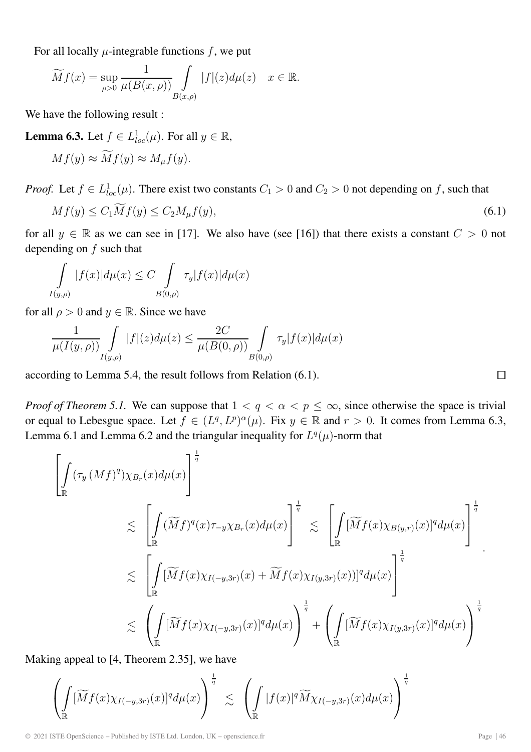For all locally $\mu$-integrable functions $f$, we put

$$\widetilde{M}f(x) = \sup_{\rho>0} \frac{1}{\mu(B(x,\rho))} \int_{B(x,\rho)} |f|(z)d\mu(z) \quad x \in \mathbb{R}.$$

We have the following result :

**Lemma 6.3.** Let $f \in L^1_{loc}(\mu)$. For all $y \in \mathbb{R}$,

$$Mf(y) \approx \widetilde{M}f(y) \approx M_\mu f(y).$$

*Proof.* Let $f \in L^1_{loc}(\mu)$. There exist two constants $C_1 > 0$ and $C_2 > 0$ not depending on $f$, such that

$$Mf(y) \leq C_1 \widetilde{M}f(y) \leq C_2 M_\mu f(y), \tag{6.1}$$

for all $y \in \mathbb{R}$ as we can see in [17]. We also have (see [16]) that there exists a constant $C > 0$ not depending on $f$ such that

$$\int_{I(y,\rho)} |f(x)|d\mu(x) \leq C \int_{B(0,\rho)} \tau_y |f(x)| d\mu(x)$$

for all $\rho > 0$ and $y \in \mathbb{R}$. Since we have

$$\frac{1}{\mu(I(y,\rho))} \int_{I(y,\rho)} |f|(z)d\mu(z) \leq \frac{2C}{\mu(B(0,\rho))} \int_{B(0,\rho)} \tau_y |f(x)| d\mu(x)$$

according to Lemma 5.4, the result follows from Relation (6.1). $\square$

*Proof of Theorem 5.1.* We can suppose that $1 < q < \alpha < p \leq \infty$, since otherwise the space is trivial or equal to Lebesgue space. Let $f \in (L^q, L^p)^\alpha(\mu)$. Fix $y \in \mathbb{R}$ and $r > 0$. It comes from Lemma 6.3, Lemma 6.1 and Lemma 6.2 and the triangular inequality for $L^q(\mu)$-norm that

$$\begin{aligned}
&\left[\int_{\mathbb{R}} (\tau_y (Mf)^q) \chi_{B_r}(x) d\mu(x)\right]^{\frac{1}{q}} \\
&\quad \lesssim \left[\int_{\mathbb{R}} (\widetilde{M}f)^q(x) \tau_{-y}\chi_{B_r}(x) d\mu(x)\right]^{\frac{1}{q}} \lesssim \left[\int_{\mathbb{R}} [\widetilde{M}f(x) \chi_{B(y,r)}(x)]^q d\mu(x)\right]^{\frac{1}{q}} \\
&\quad \lesssim \left[\int_{\mathbb{R}} [\widetilde{M}f(x)\chi_{I(-y,3r)}(x) + \widetilde{M}f(x)\chi_{I(y,3r)}(x))]^q d\mu(x)\right]^{\frac{1}{q}} \\
&\quad \lesssim \left(\int_{\mathbb{R}} [\widetilde{M}f(x)\chi_{I(-y,3r)}(x)]^q d\mu(x)\right)^{\frac{1}{q}} + \left(\int_{\mathbb{R}} [\widetilde{M}f(x)\chi_{I(y,3r)}(x)]^q d\mu(x)\right)^{\frac{1}{q}}
\end{aligned}.$$

Making appeal to [4, Theorem 2.35], we have

$$\left(\int_{\mathbb{R}} [\widetilde{M}f(x)\chi_{I(-y,3r)}(x)]^q d\mu(x)\right)^{\frac{1}{q}} \lesssim \left(\int_{\mathbb{R}} |f(x)|^q \widetilde{M}\chi_{I(-y,3r)}(x) d\mu(x)\right)^{\frac{1}{q}}$$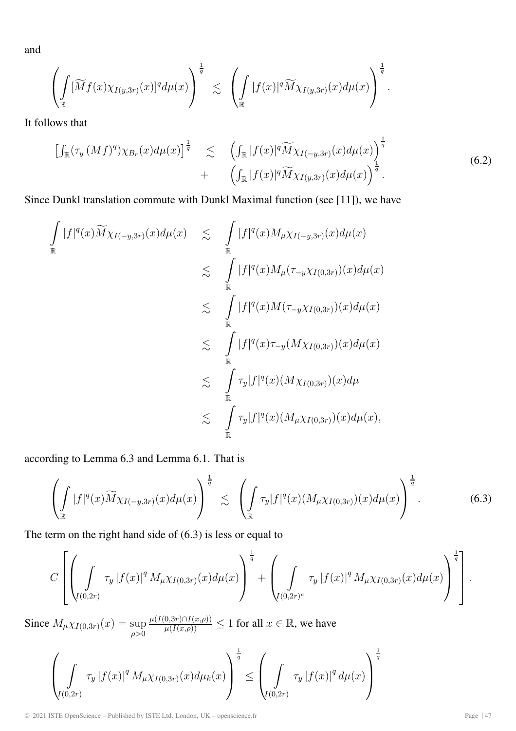and

$$\left(\int\limits_{\mathbb{R}}[\widetilde{M}f(x)\chi_{I(y,3r)}(x)]^q d\mu(x)\right)^{\frac{1}{q}} \lesssim \left(\int\limits_{\mathbb{R}}|f(x)|^q \widetilde{M}\chi_{I(y,3r)}(x)d\mu(x)\right)^{\frac{1}{q}}.$$

It follows that

$$\begin{array}{rcl}\left[\int_{\mathbb{R}}(\tau_y\,(Mf)^q)\chi_{B_r}(x)d\mu(x)\right]^{\frac{1}{q}} & \lesssim & \left(\int_{\mathbb{R}}|f(x)|^q\widetilde{M}\chi_{I(-y,3r)}(x)d\mu(x)\right)^{\frac{1}{q}} \\ & + & \left(\int_{\mathbb{R}}|f(x)|^q\widetilde{M}\chi_{I(y,3r)}(x)d\mu(x)\right)^{\frac{1}{q}}.\end{array} \tag{6.2}$$

Since Dunkl translation commute with Dunkl Maximal function (see [11]), we have

$$\begin{array}{rcl}\int\limits_{\mathbb{R}}|f|^q(x)\widetilde{M}\chi_{I(-y,3r)}(x)d\mu(x) & \lesssim & \int\limits_{\mathbb{R}}|f|^q(x)M_\mu\chi_{I(-y,3r)}(x)d\mu(x) \\ & \lesssim & \int\limits_{\mathbb{R}}|f|^q(x)M_\mu(\tau_{-y}\chi_{I(0,3r)})(x)d\mu(x) \\ & \lesssim & \int\limits_{\mathbb{R}}|f|^q(x)M(\tau_{-y}\chi_{I(0,3r)})(x)d\mu(x) \\ & \lesssim & \int\limits_{\mathbb{R}}|f|^q(x)\tau_{-y}(M\chi_{I(0,3r)})(x)d\mu(x) \\ & \lesssim & \int\limits_{\mathbb{R}}\tau_y|f|^q(x)(M\chi_{I(0,3r)})(x)d\mu \\ & \lesssim & \int\limits_{\mathbb{R}}\tau_y|f|^q(x)(M_\mu\chi_{I(0,3r)})(x)d\mu(x),\end{array}$$

according to Lemma 6.3 and Lemma 6.1. That is

$$\left(\int\limits_{\mathbb{R}}|f|^q(x)\widetilde{M}\chi_{I(-y,3r)}(x)d\mu(x)\right)^{\frac{1}{q}} \lesssim \left(\int\limits_{\mathbb{R}}\tau_y|f|^q(x)(M_\mu\chi_{I(0,3r)})(x)d\mu(x)\right)^{\frac{1}{q}}. \tag{6.3}$$

The term on the right hand side of (6.3) is less or equal to

$$C\left[\left(\int\limits_{I(0,2r)}\tau_y\,|f(x)|^q\,M_\mu\chi_{I(0,3r)}(x)d\mu(x)\right)^{\frac{1}{q}} + \left(\int\limits_{I(0,2r)^c}\tau_y\,|f(x)|^q\,M_\mu\chi_{I(0,3r)}(x)d\mu(x)\right)^{\frac{1}{q}}\right].$$

Since $M_\mu\chi_{I(0,3r)}(x) = \sup\limits_{\rho>0}\frac{\mu(I(0,3r)\cap I(x,\rho))}{\mu(I(x,\rho))} \leq 1$ for all $x\in\mathbb{R}$, we have

$$\left(\int\limits_{I(0,2r)}\tau_y\,|f(x)|^q\,M_\mu\chi_{I(0,3r)}(x)d\mu_k(x)\right)^{\frac{1}{q}} \leq \left(\int\limits_{I(0,2r)}\tau_y\,|f(x)|^q\,d\mu(x)\right)^{\frac{1}{q}}$$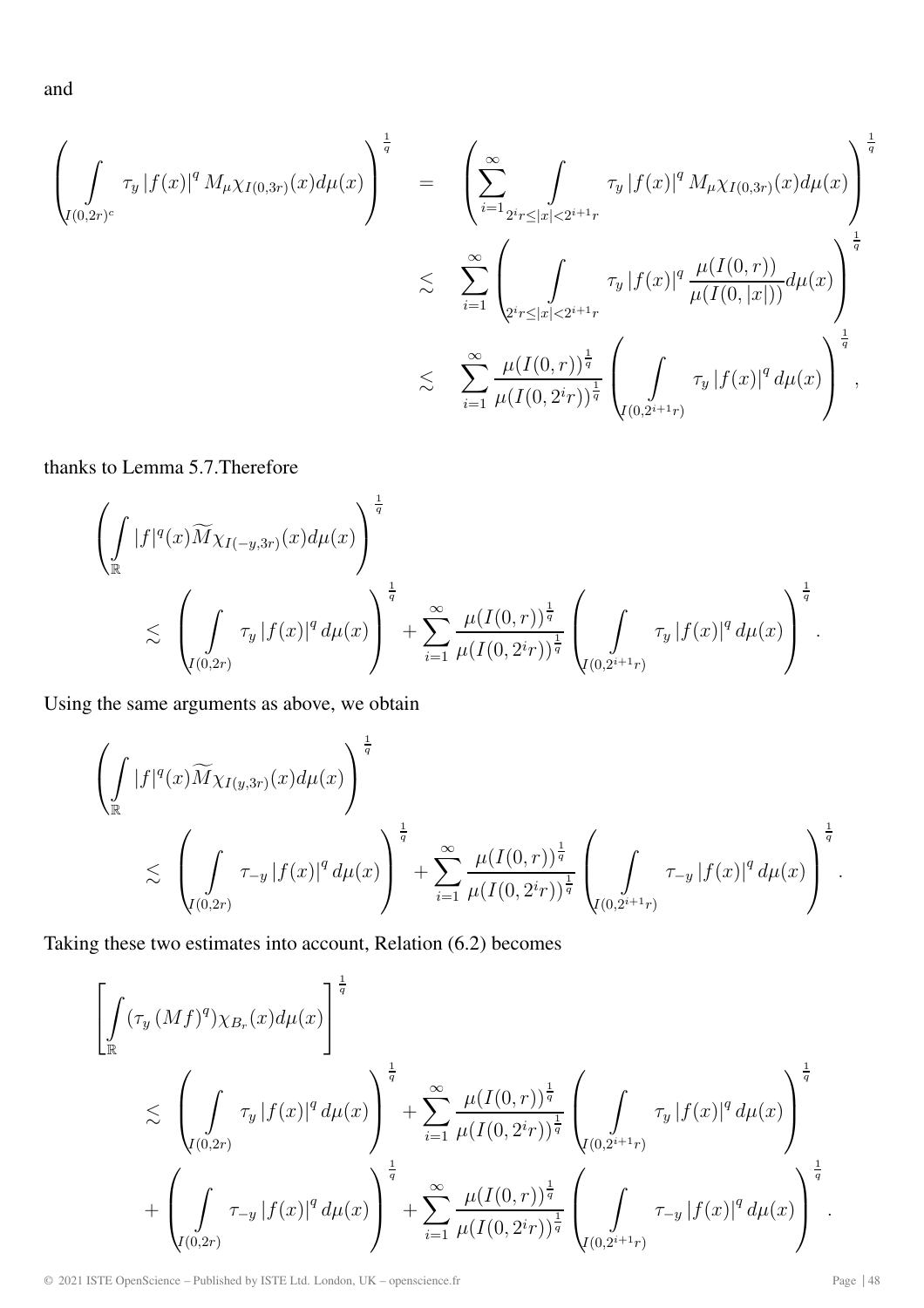and

$$
\begin{aligned}
\left(\int\limits_{I(0,2r)^c} \tau_y |f(x)|^q M_\mu \chi_{I(0,3r)}(x) d\mu(x)\right)^{\frac{1}{q}} &= \left(\sum_{i=1}^{\infty} \int\limits_{2^i r \leq |x| < 2^{i+1} r} \tau_y |f(x)|^q M_\mu \chi_{I(0,3r)}(x) d\mu(x)\right)^{\frac{1}{q}} \\
&\lesssim \sum_{i=1}^{\infty} \left(\int\limits_{2^i r \leq |x| < 2^{i+1} r} \tau_y |f(x)|^q \frac{\mu(I(0,r))}{\mu(I(0,|x|))} d\mu(x)\right)^{\frac{1}{q}} \\
&\lesssim \sum_{i=1}^{\infty} \frac{\mu(I(0,r))^{\frac{1}{q}}}{\mu(I(0,2^i r))^{\frac{1}{q}}} \left(\int\limits_{I(0,2^{i+1}r)} \tau_y |f(x)|^q d\mu(x)\right)^{\frac{1}{q}},
\end{aligned}
$$

thanks to Lemma 5.7.Therefore

$$
\begin{aligned}
&\left(\int\limits_{\mathbb{R}} |f|^q(x) \widetilde{M} \chi_{I(-y,3r)}(x) d\mu(x)\right)^{\frac{1}{q}} \\
&\quad \lesssim \left(\int\limits_{I(0,2r)} \tau_y |f(x)|^q d\mu(x)\right)^{\frac{1}{q}} + \sum_{i=1}^{\infty} \frac{\mu(I(0,r))^{\frac{1}{q}}}{\mu(I(0,2^i r))^{\frac{1}{q}}} \left(\int\limits_{I(0,2^{i+1}r)} \tau_y |f(x)|^q d\mu(x)\right)^{\frac{1}{q}}.
\end{aligned}
$$

Using the same arguments as above, we obtain

$$
\begin{aligned}
&\left(\int\limits_{\mathbb{R}} |f|^q(x) \widetilde{M} \chi_{I(y,3r)}(x) d\mu(x)\right)^{\frac{1}{q}} \\
&\quad \lesssim \left(\int\limits_{I(0,2r)} \tau_{-y} |f(x)|^q d\mu(x)\right)^{\frac{1}{q}} + \sum_{i=1}^{\infty} \frac{\mu(I(0,r))^{\frac{1}{q}}}{\mu(I(0,2^i r))^{\frac{1}{q}}} \left(\int\limits_{I(0,2^{i+1}r)} \tau_{-y} |f(x)|^q d\mu(x)\right)^{\frac{1}{q}}.
\end{aligned}
$$

Taking these two estimates into account, Relation (6.2) becomes

$$
\begin{aligned}
&\left[\int\limits_{\mathbb{R}} (\tau_y (Mf)^q) \chi_{B_r}(x) d\mu(x)\right]^{\frac{1}{q}} \\
&\quad \lesssim \left(\int\limits_{I(0,2r)} \tau_y |f(x)|^q d\mu(x)\right)^{\frac{1}{q}} + \sum_{i=1}^{\infty} \frac{\mu(I(0,r))^{\frac{1}{q}}}{\mu(I(0,2^i r))^{\frac{1}{q}}} \left(\int\limits_{I(0,2^{i+1}r)} \tau_y |f(x)|^q d\mu(x)\right)^{\frac{1}{q}} \\
&\quad + \left(\int\limits_{I(0,2r)} \tau_{-y} |f(x)|^q d\mu(x)\right)^{\frac{1}{q}} + \sum_{i=1}^{\infty} \frac{\mu(I(0,r))^{\frac{1}{q}}}{\mu(I(0,2^i r))^{\frac{1}{q}}} \left(\int\limits_{I(0,2^{i+1}r)} \tau_{-y} |f(x)|^q d\mu(x)\right)^{\frac{1}{q}}.
\end{aligned}
$$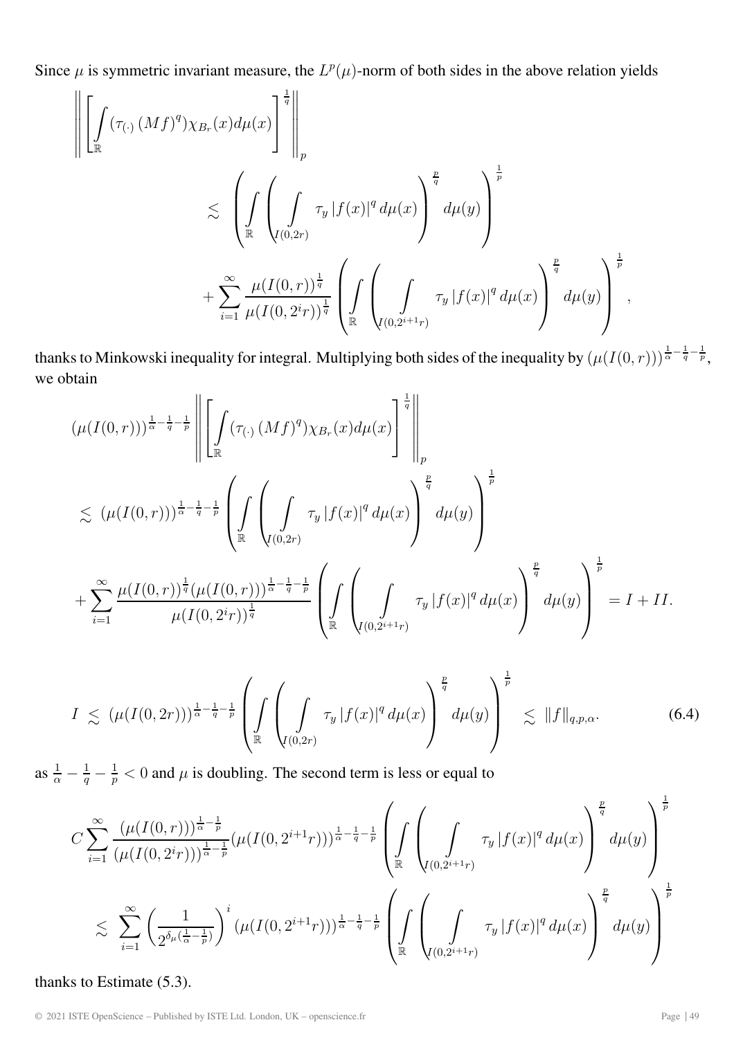Since $\mu$ is symmetric invariant measure, the $L^p(\mu)$-norm of both sides in the above relation yields

$$\left\| \left[ \int_{\mathbb{R}} (\tau_{(\cdot)} (Mf)^q) \chi_{B_r}(x) d\mu(x) \right]^{\frac{1}{q}} \right\|_p$$

$$\lesssim \left( \int_{\mathbb{R}} \left( \int_{I(0,2r)} \tau_y |f(x)|^q \, d\mu(x) \right)^{\frac{p}{q}} d\mu(y) \right)^{\frac{1}{p}}$$

$$+ \sum_{i=1}^{\infty} \frac{\mu(I(0,r))^{\frac{1}{q}}}{\mu(I(0,2^i r))^{\frac{1}{q}}} \left( \int_{\mathbb{R}} \left( \int_{I(0,2^{i+1}r)} \tau_y |f(x)|^q \, d\mu(x) \right)^{\frac{p}{q}} d\mu(y) \right)^{\frac{1}{p}},$$

thanks to Minkowski inequality for integral. Multiplying both sides of the inequality by $(\mu(I(0,r)))^{\frac{1}{\alpha}-\frac{1}{q}-\frac{1}{p}}$, we obtain

$$(\mu(I(0,r)))^{\frac{1}{\alpha}-\frac{1}{q}-\frac{1}{p}} \left\| \left[ \int_{\mathbb{R}} (\tau_{(\cdot)} (Mf)^q) \chi_{B_r}(x) d\mu(x) \right]^{\frac{1}{q}} \right\|_p$$

$$\lesssim (\mu(I(0,r)))^{\frac{1}{\alpha}-\frac{1}{q}-\frac{1}{p}} \left( \int_{\mathbb{R}} \left( \int_{I(0,2r)} \tau_y |f(x)|^q \, d\mu(x) \right)^{\frac{p}{q}} d\mu(y) \right)^{\frac{1}{p}}$$

$$+ \sum_{i=1}^{\infty} \frac{\mu(I(0,r))^{\frac{1}{q}} (\mu(I(0,r)))^{\frac{1}{\alpha}-\frac{1}{q}-\frac{1}{p}}}{\mu(I(0,2^i r))^{\frac{1}{q}}} \left( \int_{\mathbb{R}} \left( \int_{I(0,2^{i+1}r)} \tau_y |f(x)|^q \, d\mu(x) \right)^{\frac{p}{q}} d\mu(y) \right)^{\frac{1}{p}} = I + II.$$

$$I \lesssim (\mu(I(0,2r)))^{\frac{1}{\alpha}-\frac{1}{q}-\frac{1}{p}} \left( \int_{\mathbb{R}} \left( \int_{I(0,2r)} \tau_y |f(x)|^q \, d\mu(x) \right)^{\frac{p}{q}} d\mu(y) \right)^{\frac{1}{p}} \lesssim \|f\|_{q,p,\alpha}. \tag{6.4}$$

as $\frac{1}{\alpha} - \frac{1}{q} - \frac{1}{p} < 0$ and $\mu$ is doubling. The second term is less or equal to

$$C \sum_{i=1}^{\infty} \frac{(\mu(I(0,r)))^{\frac{1}{\alpha}-\frac{1}{p}}}{(\mu(I(0,2^i r)))^{\frac{1}{\alpha}-\frac{1}{p}}} (\mu(I(0,2^{i+1}r)))^{\frac{1}{\alpha}-\frac{1}{q}-\frac{1}{p}} \left( \int_{\mathbb{R}} \left( \int_{I(0,2^{i+1}r)} \tau_y |f(x)|^q \, d\mu(x) \right)^{\frac{p}{q}} d\mu(y) \right)^{\frac{1}{p}}$$

$$\lesssim \sum_{i=1}^{\infty} \left( \frac{1}{2^{\delta_\mu (\frac{1}{\alpha}-\frac{1}{p})}} \right)^i (\mu(I(0,2^{i+1}r)))^{\frac{1}{\alpha}-\frac{1}{q}-\frac{1}{p}} \left( \int_{\mathbb{R}} \left( \int_{I(0,2^{i+1}r)} \tau_y |f(x)|^q \, d\mu(x) \right)^{\frac{p}{q}} d\mu(y) \right)^{\frac{1}{p}}$$

thanks to Estimate (5.3).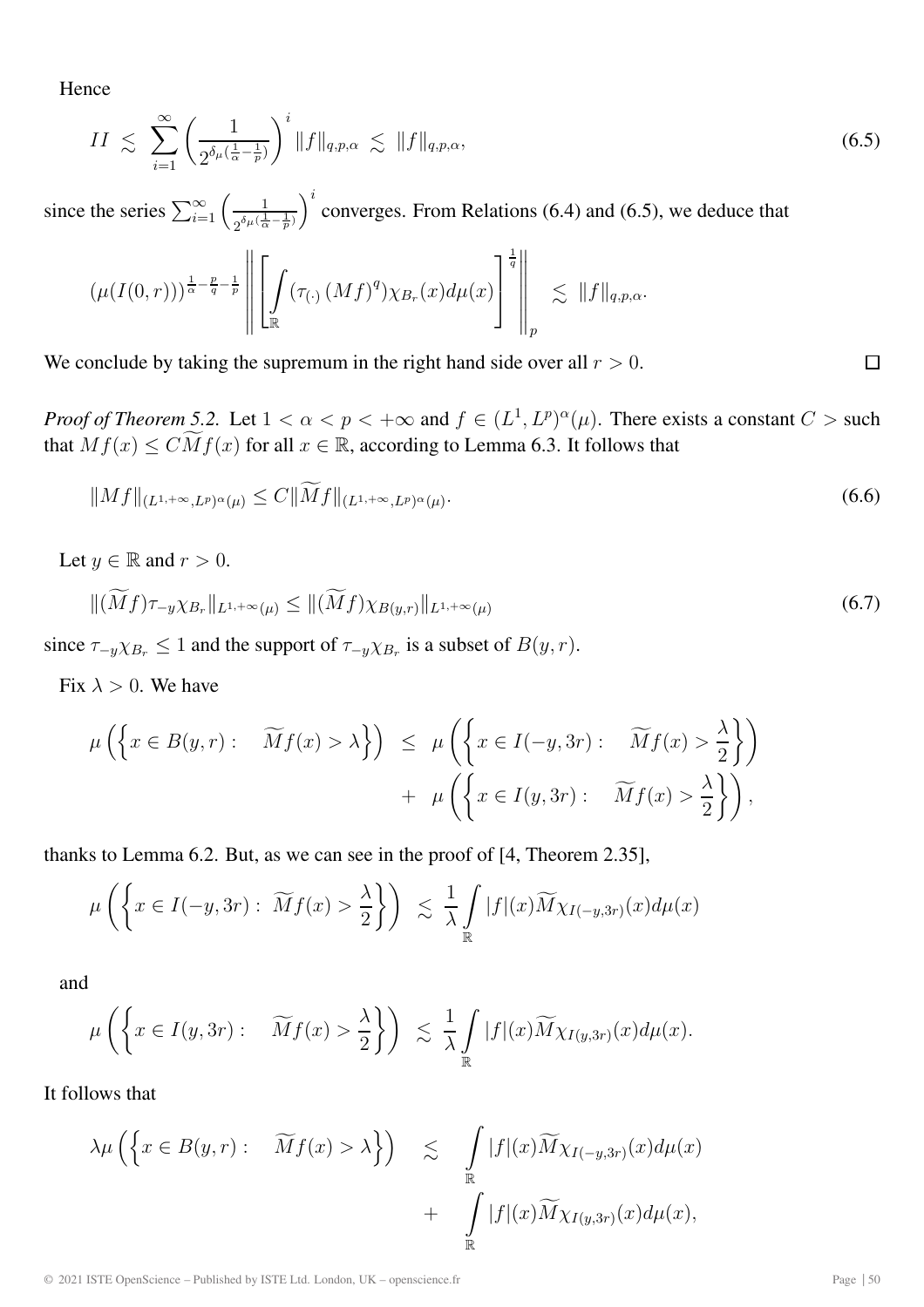Hence

$$II \lesssim \sum_{i=1}^{\infty} \left( \frac{1}{2^{\delta_\mu(\frac{1}{\alpha}-\frac{1}{p})}} \right)^i \|f\|_{q,p,\alpha} \lesssim \|f\|_{q,p,\alpha}, \tag{6.5}$$

since the series $\sum_{i=1}^{\infty} \left( \frac{1}{2^{\delta_\mu(\frac{1}{\alpha}-\frac{1}{p})}} \right)^i$ converges. From Relations (6.4) and (6.5), we deduce that

$$(\mu(I(0,r)))^{\frac{1}{\alpha}-\frac{p}{q}-\frac{1}{p}} \left\| \left[ \int_{\mathbb{R}} (\tau_{(\cdot)} (Mf)^q) \chi_{B_r}(x) d\mu(x) \right]^{\frac{1}{q}} \right\|_p \lesssim \|f\|_{q,p,\alpha}.$$

We conclude by taking the supremum in the right hand side over all $r > 0$. □

*Proof of Theorem 5.2.* Let $1 < \alpha < p < +\infty$ and $f \in (L^1, L^p)^\alpha(\mu)$. There exists a constant $C >$ such that $Mf(x) \leq C\widetilde{M}f(x)$ for all $x \in \mathbb{R}$, according to Lemma 6.3. It follows that

$$\|Mf\|_{(L^{1,+\infty}, L^p)^\alpha(\mu)} \leq C\|\widetilde{M}f\|_{(L^{1,+\infty}, L^p)^\alpha(\mu)}. \tag{6.6}$$

Let $y \in \mathbb{R}$ and $r > 0$.

$$\|(\widetilde{M}f)\tau_{-y}\chi_{B_r}\|_{L^{1,+\infty}(\mu)} \leq \|(\widetilde{M}f)\chi_{B(y,r)}\|_{L^{1,+\infty}(\mu)} \tag{6.7}$$

since $\tau_{-y}\chi_{B_r} \leq 1$ and the support of $\tau_{-y}\chi_{B_r}$ is a subset of $B(y,r)$.

Fix $\lambda > 0$. We have

$$\begin{aligned}
\mu\left(\left\{x \in B(y,r) : \quad \widetilde{M}f(x) > \lambda\right\}\right) &\leq \mu\left(\left\{x \in I(-y,3r) : \quad \widetilde{M}f(x) > \frac{\lambda}{2}\right\}\right) \\
&+ \mu\left(\left\{x \in I(y,3r) : \quad \widetilde{M}f(x) > \frac{\lambda}{2}\right\}\right),
\end{aligned}$$

thanks to Lemma 6.2. But, as we can see in the proof of [4, Theorem 2.35],

$$\mu\left(\left\{x \in I(-y,3r) : \ \widetilde{M}f(x) > \frac{\lambda}{2}\right\}\right) \lesssim \frac{1}{\lambda} \int_{\mathbb{R}} |f|(x)\widetilde{M}\chi_{I(-y,3r)}(x)d\mu(x)$$

and

$$\mu\left(\left\{x \in I(y,3r) : \quad \widetilde{M}f(x) > \frac{\lambda}{2}\right\}\right) \lesssim \frac{1}{\lambda} \int_{\mathbb{R}} |f|(x)\widetilde{M}\chi_{I(y,3r)}(x)d\mu(x).$$

It follows that

$$\begin{aligned}
\lambda\mu\left(\left\{x \in B(y,r) : \quad \widetilde{M}f(x) > \lambda\right\}\right) &\lesssim \int_{\mathbb{R}} |f|(x)\widetilde{M}\chi_{I(-y,3r)}(x)d\mu(x) \\
&+ \int_{\mathbb{R}} |f|(x)\widetilde{M}\chi_{I(y,3r)}(x)d\mu(x),
\end{aligned}$$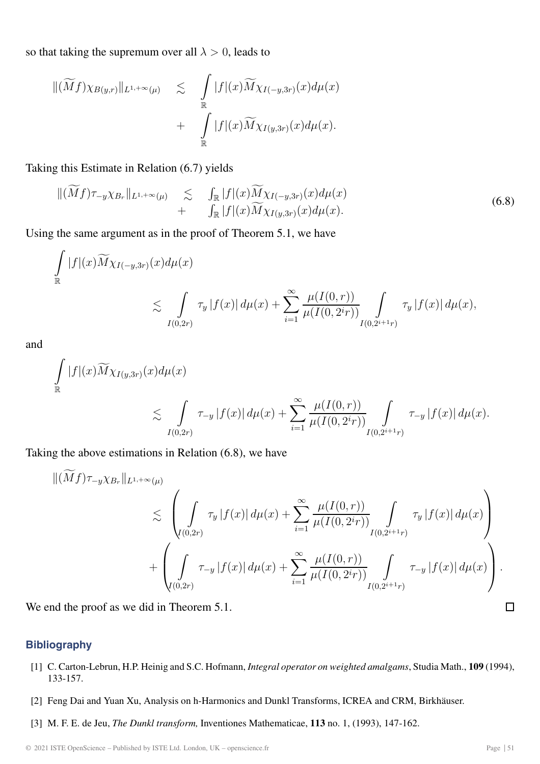so that taking the supremum over all $\lambda > 0$, leads to

$$\|(\widetilde{M}f)\chi_{B(y,r)}\|_{L^{1,+\infty}(\mu)} \lesssim \int_{\mathbb{R}} |f|(x)\widetilde{M}\chi_{I(-y,3r)}(x)d\mu(x) + \int_{\mathbb{R}} |f|(x)\widetilde{M}\chi_{I(y,3r)}(x)d\mu(x).$$

Taking this Estimate in Relation (6.7) yields

$$\|(\widetilde{M}f)\tau_{-y}\chi_{B_r}\|_{L^{1,+\infty}(\mu)} \lesssim \int_{\mathbb{R}} |f|(x)\widetilde{M}\chi_{I(-y,3r)}(x)d\mu(x) + \int_{\mathbb{R}} |f|(x)\widetilde{M}\chi_{I(y,3r)}(x)d\mu(x). \tag{6.8}$$

Using the same argument as in the proof of Theorem 5.1, we have

$$\int_{\mathbb{R}} |f|(x)\widetilde{M}\chi_{I(-y,3r)}(x)d\mu(x) \lesssim \int_{I(0,2r)} \tau_y |f(x)| \, d\mu(x) + \sum_{i=1}^{\infty} \frac{\mu(I(0,r))}{\mu(I(0,2^i r))} \int_{I(0,2^{i+1}r)} \tau_y |f(x)| \, d\mu(x),$$

and

$$\int_{\mathbb{R}} |f|(x)\widetilde{M}\chi_{I(y,3r)}(x)d\mu(x) \lesssim \int_{I(0,2r)} \tau_{-y} |f(x)| \, d\mu(x) + \sum_{i=1}^{\infty} \frac{\mu(I(0,r))}{\mu(I(0,2^i r))} \int_{I(0,2^{i+1}r)} \tau_{-y} |f(x)| \, d\mu(x).$$

Taking the above estimations in Relation (6.8), we have

$$\begin{aligned}
\|(\widetilde{M}f)\tau_{-y}\chi_{B_r}\|_{L^{1,+\infty}(\mu)} &\lesssim \left( \int_{I(0,2r)} \tau_y |f(x)| \, d\mu(x) + \sum_{i=1}^{\infty} \frac{\mu(I(0,r))}{\mu(I(0,2^i r))} \int_{I(0,2^{i+1}r)} \tau_y |f(x)| \, d\mu(x) \right) \\
&+ \left( \int_{I(0,2r)} \tau_{-y} |f(x)| \, d\mu(x) + \sum_{i=1}^{\infty} \frac{\mu(I(0,r))}{\mu(I(0,2^i r))} \int_{I(0,2^{i+1}r)} \tau_{-y} |f(x)| \, d\mu(x) \right).
\end{aligned}$$

We end the proof as we did in Theorem 5.1. □

## Bibliography

[1] C. Carton-Lebrun, H.P. Heinig and S.C. Hofmann, *Integral operator on weighted amalgams*, Studia Math., **109** (1994), 133-157.

[2] Feng Dai and Yuan Xu, Analysis on h-Harmonics and Dunkl Transforms, ICREA and CRM, Birkhäuser.

[3] M. F. E. de Jeu, *The Dunkl transform,* Inventiones Mathematicae, **113** no. 1, (1993), 147-162.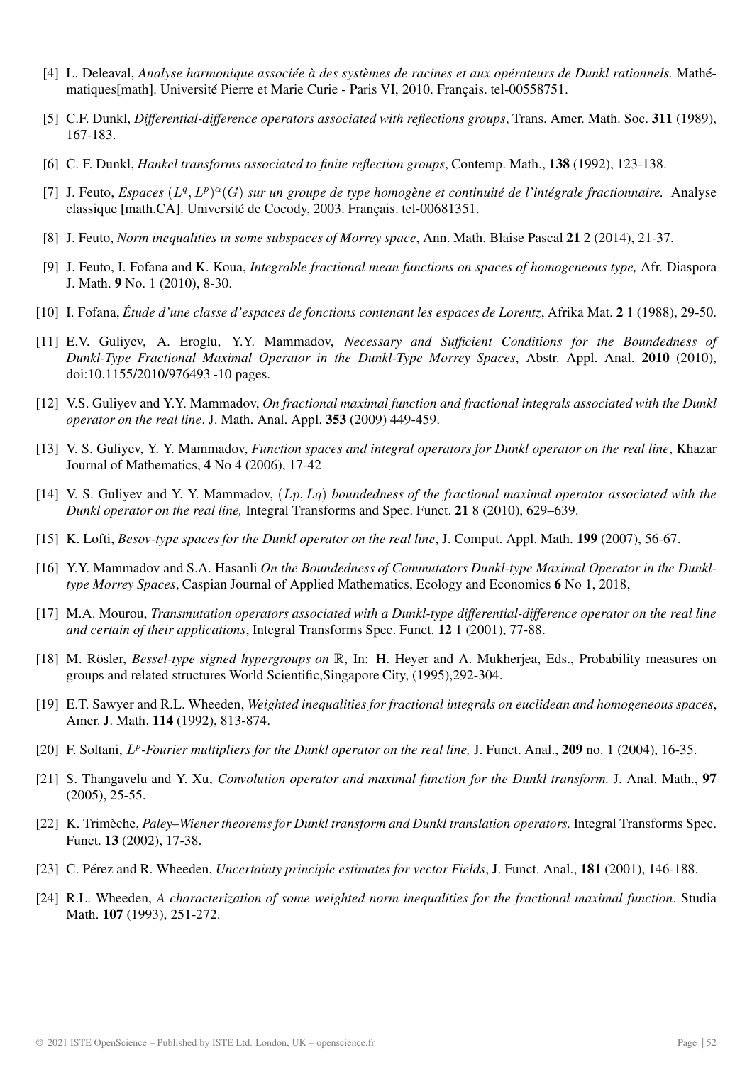[4] L. Deleaval, *Analyse harmonique associée à des systèmes de racines et aux opérateurs de Dunkl rationnels.* Mathématiques[math]. Université Pierre et Marie Curie - Paris VI, 2010. Français. tel-00558751.

[5] C.F. Dunkl, *Differential-difference operators associated with reflections groups*, Trans. Amer. Math. Soc. **311** (1989), 167-183.

[6] C. F. Dunkl, *Hankel transforms associated to finite reflection groups*, Contemp. Math., **138** (1992), 123-138.

[7] J. Feuto, *Espaces $(L^q, L^p)^\alpha(G)$ sur un groupe de type homogène et continuité de l'intégrale fractionnaire.* Analyse classique [math.CA]. Université de Cocody, 2003. Français. tel-00681351.

[8] J. Feuto, *Norm inequalities in some subspaces of Morrey space*, Ann. Math. Blaise Pascal **21** 2 (2014), 21-37.

[9] J. Feuto, I. Fofana and K. Koua, *Integrable fractional mean functions on spaces of homogeneous type,* Afr. Diaspora J. Math. **9** No. 1 (2010), 8-30.

[10] I. Fofana, *Étude d'une classe d'espaces de fonctions contenant les espaces de Lorentz*, Afrika Mat. **2** 1 (1988), 29-50.

[11] E.V. Guliyev, A. Eroglu, Y.Y. Mammadov, *Necessary and Sufficient Conditions for the Boundedness of Dunkl-Type Fractional Maximal Operator in the Dunkl-Type Morrey Spaces*, Abstr. Appl. Anal. **2010** (2010), doi:10.1155/2010/976493 -10 pages.

[12] V.S. Guliyev and Y.Y. Mammadov, *On fractional maximal function and fractional integrals associated with the Dunkl operator on the real line*. J. Math. Anal. Appl. **353** (2009) 449-459.

[13] V. S. Guliyev, Y. Y. Mammadov, *Function spaces and integral operators for Dunkl operator on the real line*, Khazar Journal of Mathematics, **4** No 4 (2006), 17-42

[14] V. S. Guliyev and Y. Y. Mammadov, *$(Lp, Lq)$ boundedness of the fractional maximal operator associated with the Dunkl operator on the real line,* Integral Transforms and Spec. Funct. **21** 8 (2010), 629–639.

[15] K. Lofti, *Besov-type spaces for the Dunkl operator on the real line*, J. Comput. Appl. Math. **199** (2007), 56-67.

[16] Y.Y. Mammadov and S.A. Hasanli *On the Boundedness of Commutators Dunkl-type Maximal Operator in the Dunkl-type Morrey Spaces*, Caspian Journal of Applied Mathematics, Ecology and Economics **6** No 1, 2018,

[17] M.A. Mourou, *Transmutation operators associated with a Dunkl-type differential-difference operator on the real line and certain of their applications*, Integral Transforms Spec. Funct. **12** 1 (2001), 77-88.

[18] M. Rösler, *Bessel-type signed hypergroups on $\mathbb{R}$*, In: H. Heyer and A. Mukherjea, Eds., Probability measures on groups and related structures World Scientific,Singapore City, (1995),292-304.

[19] E.T. Sawyer and R.L. Wheeden, *Weighted inequalities for fractional integrals on euclidean and homogeneous spaces*, Amer. J. Math. **114** (1992), 813-874.

[20] F. Soltani, *$L^p$-Fourier multipliers for the Dunkl operator on the real line,* J. Funct. Anal., **209** no. 1 (2004), 16-35.

[21] S. Thangavelu and Y. Xu, *Convolution operator and maximal function for the Dunkl transform.* J. Anal. Math., **97** (2005), 25-55.

[22] K. Trimèche, *Paley–Wiener theorems for Dunkl transform and Dunkl translation operators.* Integral Transforms Spec. Funct. **13** (2002), 17-38.

[23] C. Pérez and R. Wheeden, *Uncertainty principle estimates for vector Fields*, J. Funct. Anal., **181** (2001), 146-188.

[24] R.L. Wheeden, *A characterization of some weighted norm inequalities for the fractional maximal function*. Studia Math. **107** (1993), 251-272.